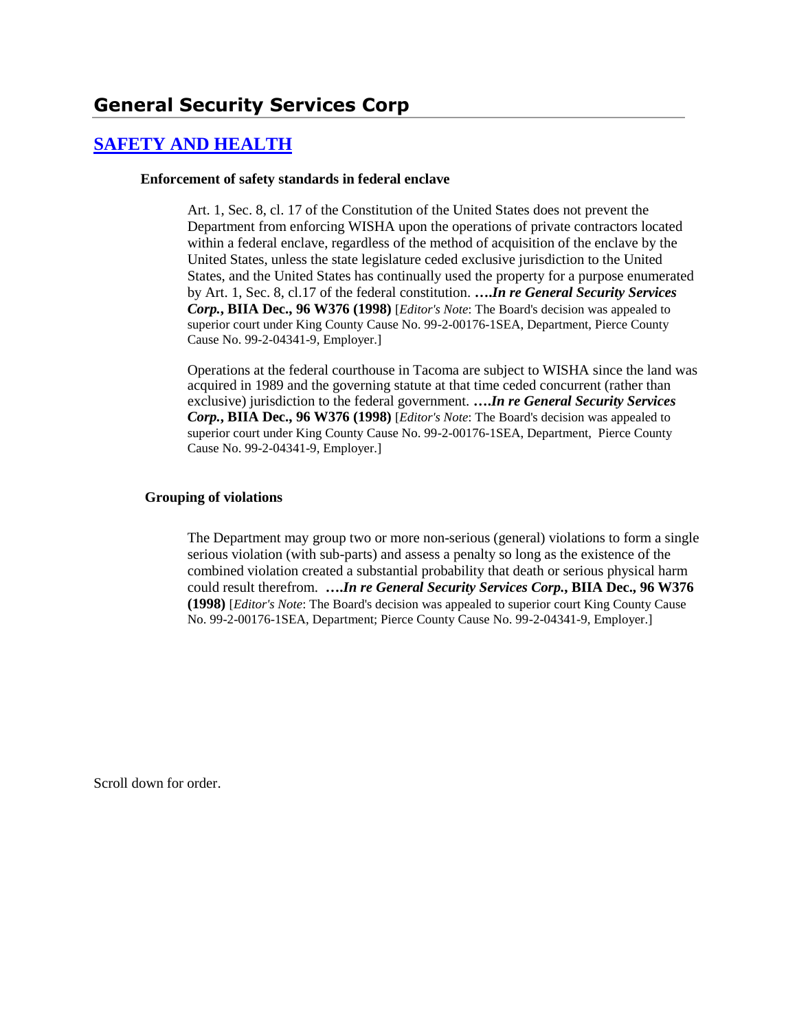# General Security Services Corp

## [SAFETY AND HEALTH]

**Enforcement of safety standards in federal enclave**

Art. 1, Sec. 8, cl. 17 of the Constitution of the United States does not prevent the Department from enforcing WISHA upon the operations of private contractors located within a federal enclave, regardless of the method of acquisition of the enclave by the United States, unless the state legislature ceded exclusive jurisdiction to the United States, and the United States has continually used the property for a purpose enumerated by Art. 1, Sec. 8, cl.17 of the federal constitution. ***….In re General Security Services Corp.*, BIIA Dec., 96 W376 (1998)** [*Editor's Note*: The Board's decision was appealed to superior court under King County Cause No. 99-2-00176-1SEA, Department, Pierce County Cause No. 99-2-04341-9, Employer.]

Operations at the federal courthouse in Tacoma are subject to WISHA since the land was acquired in 1989 and the governing statute at that time ceded concurrent (rather than exclusive) jurisdiction to the federal government. ***….In re General Security Services Corp.*, BIIA Dec., 96 W376 (1998)** [*Editor's Note*: The Board's decision was appealed to superior court under King County Cause No. 99-2-00176-1SEA, Department, Pierce County Cause No. 99-2-04341-9, Employer.]

**Grouping of violations**

The Department may group two or more non-serious (general) violations to form a single serious violation (with sub-parts) and assess a penalty so long as the existence of the combined violation created a substantial probability that death or serious physical harm could result therefrom. ***….In re General Security Services Corp.*, BIIA Dec., 96 W376 (1998)** [*Editor's Note*: The Board's decision was appealed to superior court King County Cause No. 99-2-00176-1SEA, Department; Pierce County Cause No. 99-2-04341-9, Employer.]

Scroll down for order.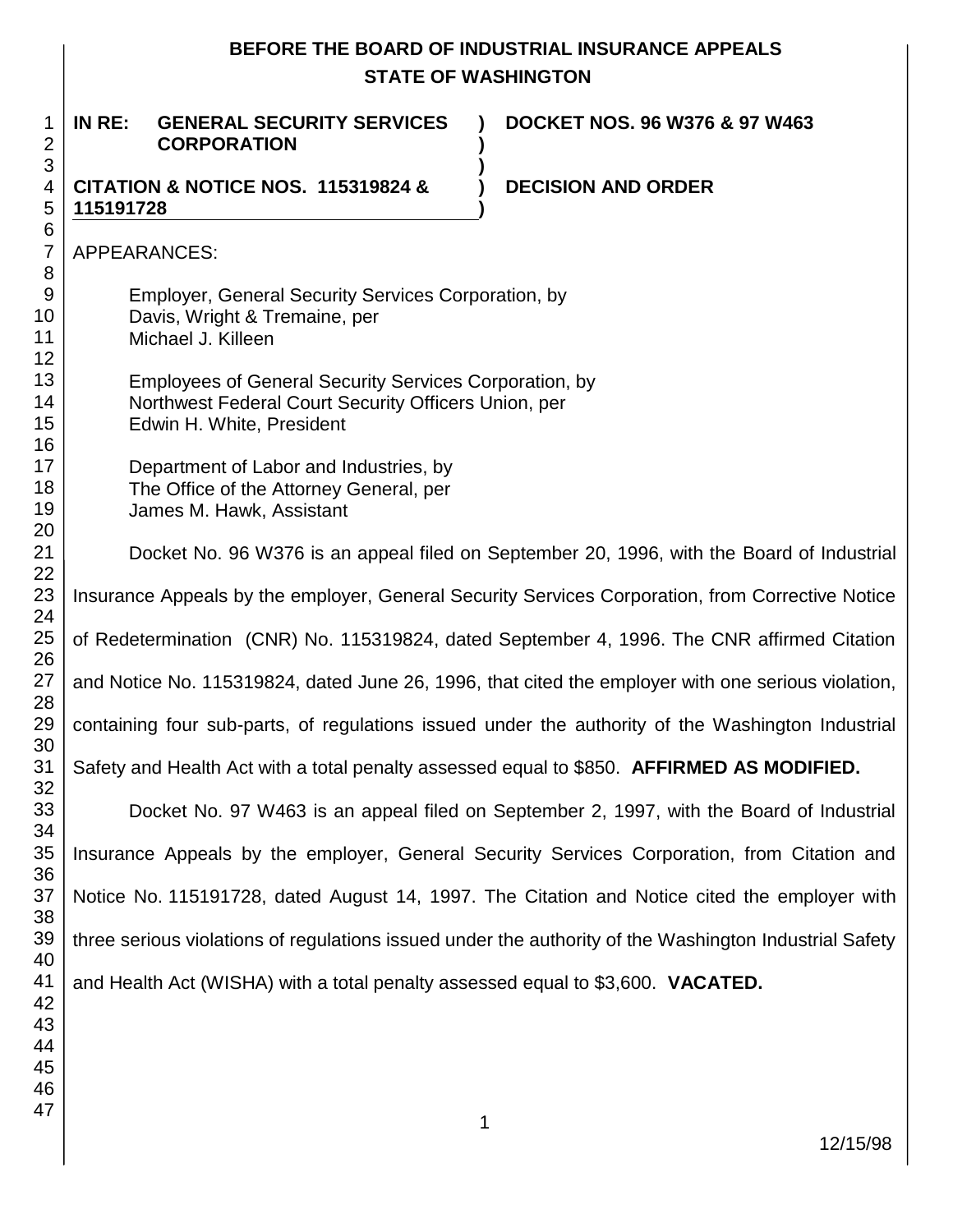# BEFORE THE BOARD OF INDUSTRIAL INSURANCE APPEALS
## STATE OF WASHINGTON

**IN RE: GENERAL SECURITY SERVICES CORPORATION** ) **DOCKET NOS. 96 W376 & 97 W463**

**CITATION & NOTICE NOS. 115319824 & 115191728** ) **DECISION AND ORDER**

APPEARANCES:

Employer, General Security Services Corporation, by
Davis, Wright & Tremaine, per
Michael J. Killeen

Employees of General Security Services Corporation, by
Northwest Federal Court Security Officers Union, per
Edwin H. White, President

Department of Labor and Industries, by
The Office of the Attorney General, per
James M. Hawk, Assistant

Docket No. 96 W376 is an appeal filed on September 20, 1996, with the Board of Industrial Insurance Appeals by the employer, General Security Services Corporation, from Corrective Notice of Redetermination (CNR) No. 115319824, dated September 4, 1996. The CNR affirmed Citation and Notice No. 115319824, dated June 26, 1996, that cited the employer with one serious violation, containing four sub-parts, of regulations issued under the authority of the Washington Industrial Safety and Health Act with a total penalty assessed equal to $850. **AFFIRMED AS MODIFIED.**

Docket No. 97 W463 is an appeal filed on September 2, 1997, with the Board of Industrial Insurance Appeals by the employer, General Security Services Corporation, from Citation and Notice No. 115191728, dated August 14, 1997. The Citation and Notice cited the employer with three serious violations of regulations issued under the authority of the Washington Industrial Safety and Health Act (WISHA) with a total penalty assessed equal to $3,600. **VACATED.**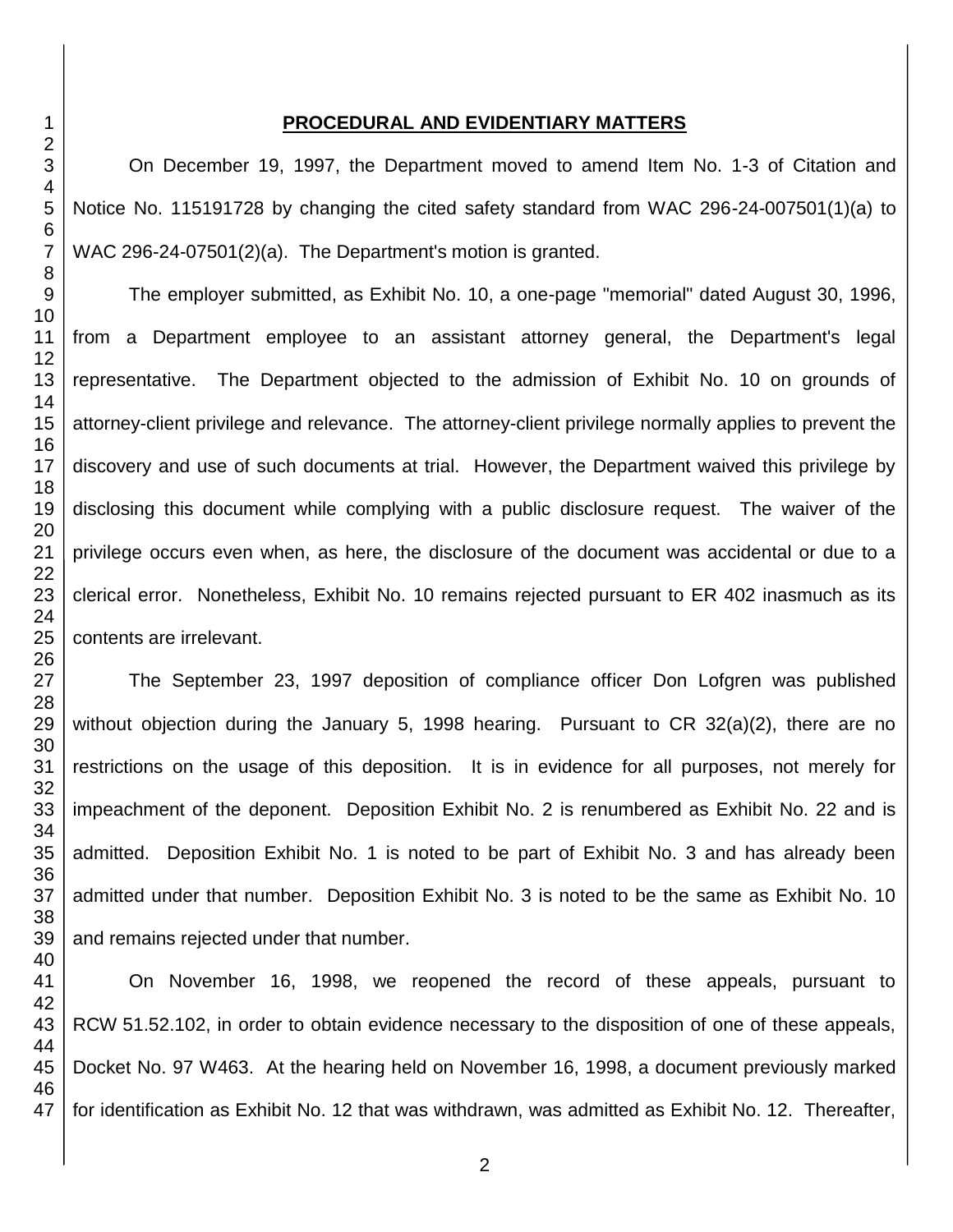## PROCEDURAL AND EVIDENTIARY MATTERS

On December 19, 1997, the Department moved to amend Item No. 1-3 of Citation and Notice No. 115191728 by changing the cited safety standard from WAC 296-24-007501(1)(a) to WAC 296-24-07501(2)(a). The Department's motion is granted.

The employer submitted, as Exhibit No. 10, a one-page "memorial" dated August 30, 1996, from a Department employee to an assistant attorney general, the Department's legal representative. The Department objected to the admission of Exhibit No. 10 on grounds of attorney-client privilege and relevance. The attorney-client privilege normally applies to prevent the discovery and use of such documents at trial. However, the Department waived this privilege by disclosing this document while complying with a public disclosure request. The waiver of the privilege occurs even when, as here, the disclosure of the document was accidental or due to a clerical error. Nonetheless, Exhibit No. 10 remains rejected pursuant to ER 402 inasmuch as its contents are irrelevant.

The September 23, 1997 deposition of compliance officer Don Lofgren was published without objection during the January 5, 1998 hearing. Pursuant to CR 32(a)(2), there are no restrictions on the usage of this deposition. It is in evidence for all purposes, not merely for impeachment of the deponent. Deposition Exhibit No. 2 is renumbered as Exhibit No. 22 and is admitted. Deposition Exhibit No. 1 is noted to be part of Exhibit No. 3 and has already been admitted under that number. Deposition Exhibit No. 3 is noted to be the same as Exhibit No. 10 and remains rejected under that number.

On November 16, 1998, we reopened the record of these appeals, pursuant to RCW 51.52.102, in order to obtain evidence necessary to the disposition of one of these appeals, Docket No. 97 W463. At the hearing held on November 16, 1998, a document previously marked for identification as Exhibit No. 12 that was withdrawn, was admitted as Exhibit No. 12. Thereafter,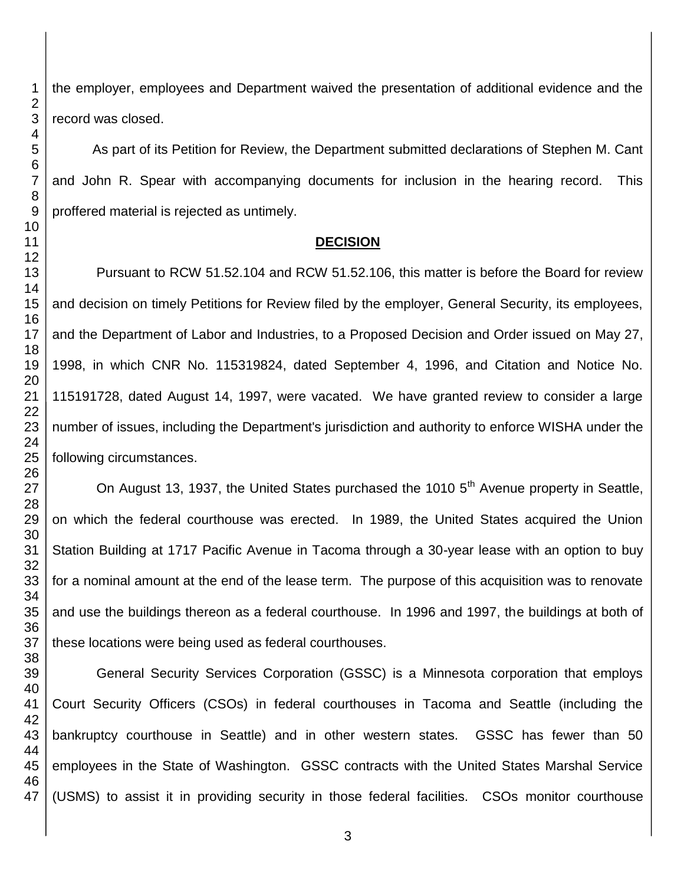the employer, employees and Department waived the presentation of additional evidence and the record was closed.

As part of its Petition for Review, the Department submitted declarations of Stephen M. Cant and John R. Spear with accompanying documents for inclusion in the hearing record. This proffered material is rejected as untimely.

## DECISION

Pursuant to RCW 51.52.104 and RCW 51.52.106, this matter is before the Board for review and decision on timely Petitions for Review filed by the employer, General Security, its employees, and the Department of Labor and Industries, to a Proposed Decision and Order issued on May 27, 1998, in which CNR No. 115319824, dated September 4, 1996, and Citation and Notice No. 115191728, dated August 14, 1997, were vacated. We have granted review to consider a large number of issues, including the Department's jurisdiction and authority to enforce WISHA under the following circumstances.

On August 13, 1937, the United States purchased the 1010 5th Avenue property in Seattle, on which the federal courthouse was erected. In 1989, the United States acquired the Union Station Building at 1717 Pacific Avenue in Tacoma through a 30-year lease with an option to buy for a nominal amount at the end of the lease term. The purpose of this acquisition was to renovate and use the buildings thereon as a federal courthouse. In 1996 and 1997, the buildings at both of these locations were being used as federal courthouses.

General Security Services Corporation (GSSC) is a Minnesota corporation that employs Court Security Officers (CSOs) in federal courthouses in Tacoma and Seattle (including the bankruptcy courthouse in Seattle) and in other western states. GSSC has fewer than 50 employees in the State of Washington. GSSC contracts with the United States Marshal Service (USMS) to assist it in providing security in those federal facilities. CSOs monitor courthouse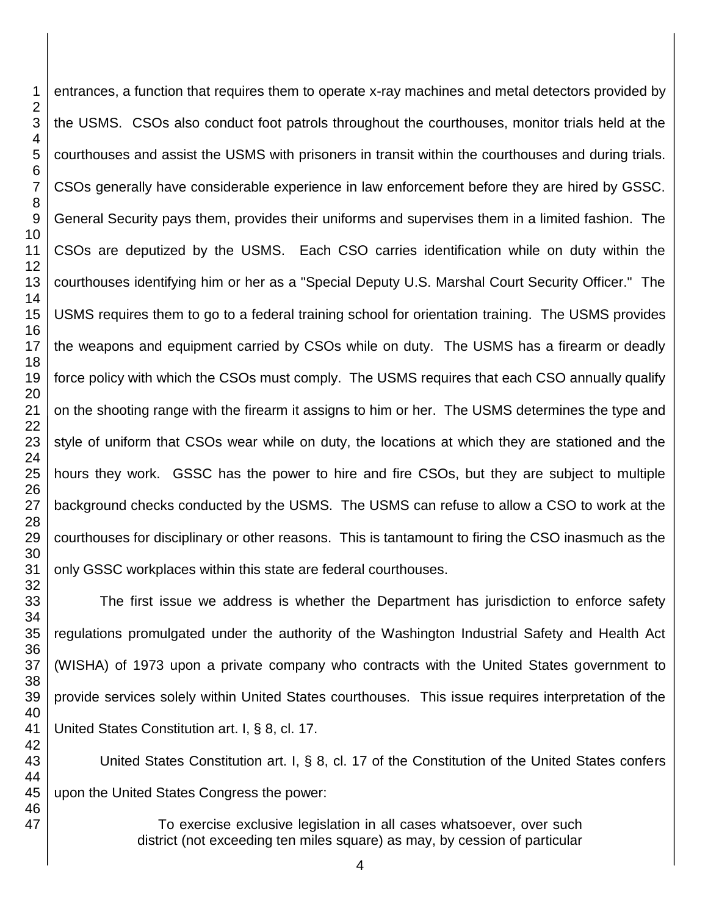entrances, a function that requires them to operate x-ray machines and metal detectors provided by the USMS. CSOs also conduct foot patrols throughout the courthouses, monitor trials held at the courthouses and assist the USMS with prisoners in transit within the courthouses and during trials. CSOs generally have considerable experience in law enforcement before they are hired by GSSC. General Security pays them, provides their uniforms and supervises them in a limited fashion. The CSOs are deputized by the USMS. Each CSO carries identification while on duty within the courthouses identifying him or her as a "Special Deputy U.S. Marshal Court Security Officer." The USMS requires them to go to a federal training school for orientation training. The USMS provides the weapons and equipment carried by CSOs while on duty. The USMS has a firearm or deadly force policy with which the CSOs must comply. The USMS requires that each CSO annually qualify on the shooting range with the firearm it assigns to him or her. The USMS determines the type and style of uniform that CSOs wear while on duty, the locations at which they are stationed and the hours they work. GSSC has the power to hire and fire CSOs, but they are subject to multiple background checks conducted by the USMS. The USMS can refuse to allow a CSO to work at the courthouses for disciplinary or other reasons. This is tantamount to firing the CSO inasmuch as the only GSSC workplaces within this state are federal courthouses.

The first issue we address is whether the Department has jurisdiction to enforce safety regulations promulgated under the authority of the Washington Industrial Safety and Health Act (WISHA) of 1973 upon a private company who contracts with the United States government to provide services solely within United States courthouses. This issue requires interpretation of the United States Constitution art. I, § 8, cl. 17.

United States Constitution art. I, § 8, cl. 17 of the Constitution of the United States confers upon the United States Congress the power:

> To exercise exclusive legislation in all cases whatsoever, over such district (not exceeding ten miles square) as may, by cession of particular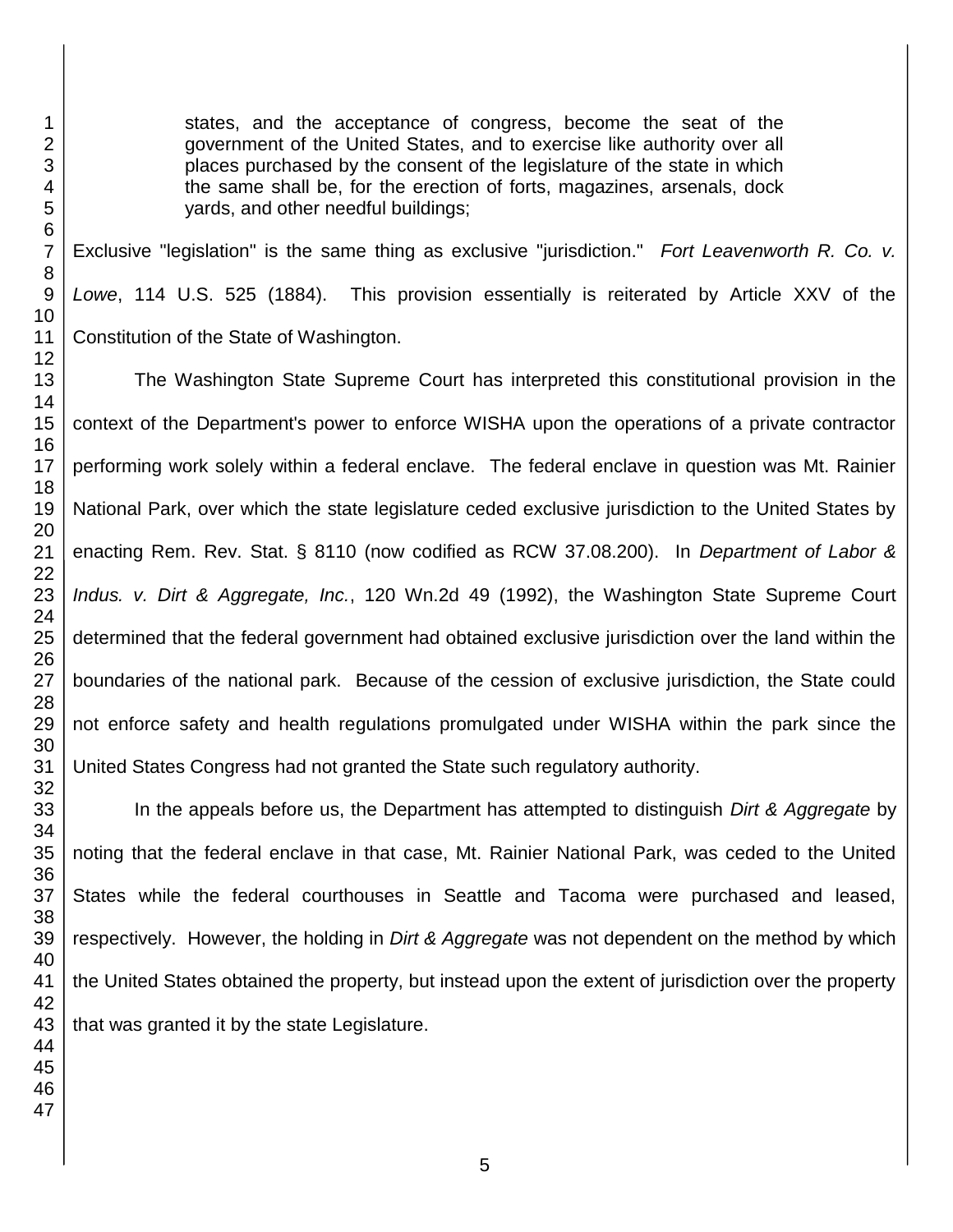> states, and the acceptance of congress, become the seat of the government of the United States, and to exercise like authority over all places purchased by the consent of the legislature of the state in which the same shall be, for the erection of forts, magazines, arsenals, dock yards, and other needful buildings;

Exclusive "legislation" is the same thing as exclusive "jurisdiction." *Fort Leavenworth R. Co. v. Lowe*, 114 U.S. 525 (1884). This provision essentially is reiterated by Article XXV of the Constitution of the State of Washington.

The Washington State Supreme Court has interpreted this constitutional provision in the context of the Department's power to enforce WISHA upon the operations of a private contractor performing work solely within a federal enclave. The federal enclave in question was Mt. Rainier National Park, over which the state legislature ceded exclusive jurisdiction to the United States by enacting Rem. Rev. Stat. § 8110 (now codified as RCW 37.08.200). In *Department of Labor & Indus. v. Dirt & Aggregate, Inc.*, 120 Wn.2d 49 (1992), the Washington State Supreme Court determined that the federal government had obtained exclusive jurisdiction over the land within the boundaries of the national park. Because of the cession of exclusive jurisdiction, the State could not enforce safety and health regulations promulgated under WISHA within the park since the United States Congress had not granted the State such regulatory authority.

In the appeals before us, the Department has attempted to distinguish *Dirt & Aggregate* by noting that the federal enclave in that case, Mt. Rainier National Park, was ceded to the United States while the federal courthouses in Seattle and Tacoma were purchased and leased, respectively. However, the holding in *Dirt & Aggregate* was not dependent on the method by which the United States obtained the property, but instead upon the extent of jurisdiction over the property that was granted it by the state Legislature.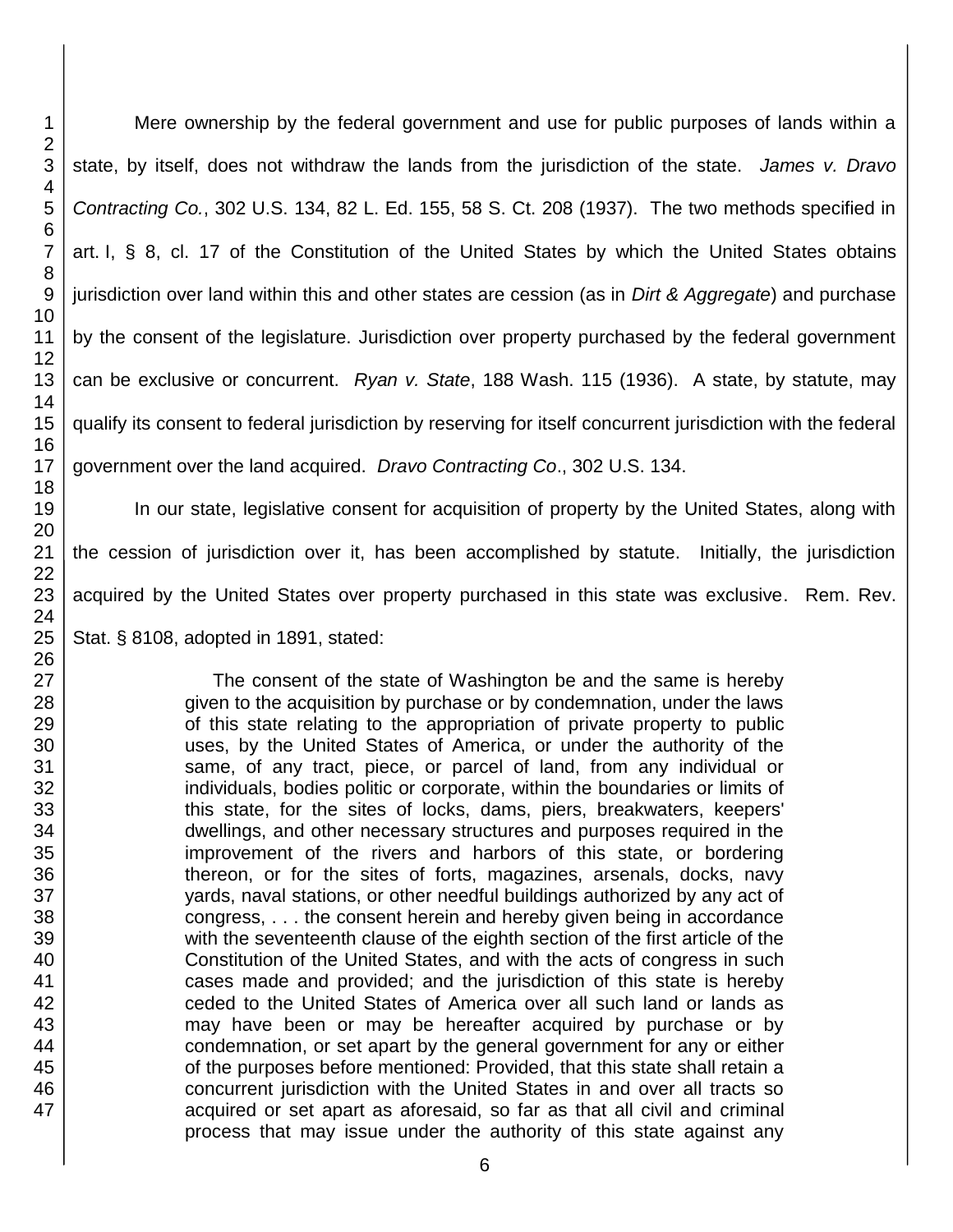Mere ownership by the federal government and use for public purposes of lands within a state, by itself, does not withdraw the lands from the jurisdiction of the state. *James v. Dravo Contracting Co.*, 302 U.S. 134, 82 L. Ed. 155, 58 S. Ct. 208 (1937). The two methods specified in art. I, § 8, cl. 17 of the Constitution of the United States by which the United States obtains jurisdiction over land within this and other states are cession (as in *Dirt & Aggregate*) and purchase by the consent of the legislature. Jurisdiction over property purchased by the federal government can be exclusive or concurrent. *Ryan v. State*, 188 Wash. 115 (1936). A state, by statute, may qualify its consent to federal jurisdiction by reserving for itself concurrent jurisdiction with the federal government over the land acquired. *Dravo Contracting Co*., 302 U.S. 134.

In our state, legislative consent for acquisition of property by the United States, along with the cession of jurisdiction over it, has been accomplished by statute. Initially, the jurisdiction acquired by the United States over property purchased in this state was exclusive. Rem. Rev. Stat. § 8108, adopted in 1891, stated:

> The consent of the state of Washington be and the same is hereby given to the acquisition by purchase or by condemnation, under the laws of this state relating to the appropriation of private property to public uses, by the United States of America, or under the authority of the same, of any tract, piece, or parcel of land, from any individual or individuals, bodies politic or corporate, within the boundaries or limits of this state, for the sites of locks, dams, piers, breakwaters, keepers' dwellings, and other necessary structures and purposes required in the improvement of the rivers and harbors of this state, or bordering thereon, or for the sites of forts, magazines, arsenals, docks, navy yards, naval stations, or other needful buildings authorized by any act of congress, . . . the consent herein and hereby given being in accordance with the seventeenth clause of the eighth section of the first article of the Constitution of the United States, and with the acts of congress in such cases made and provided; and the jurisdiction of this state is hereby ceded to the United States of America over all such land or lands as may have been or may be hereafter acquired by purchase or by condemnation, or set apart by the general government for any or either of the purposes before mentioned: Provided, that this state shall retain a concurrent jurisdiction with the United States in and over all tracts so acquired or set apart as aforesaid, so far as that all civil and criminal process that may issue under the authority of this state against any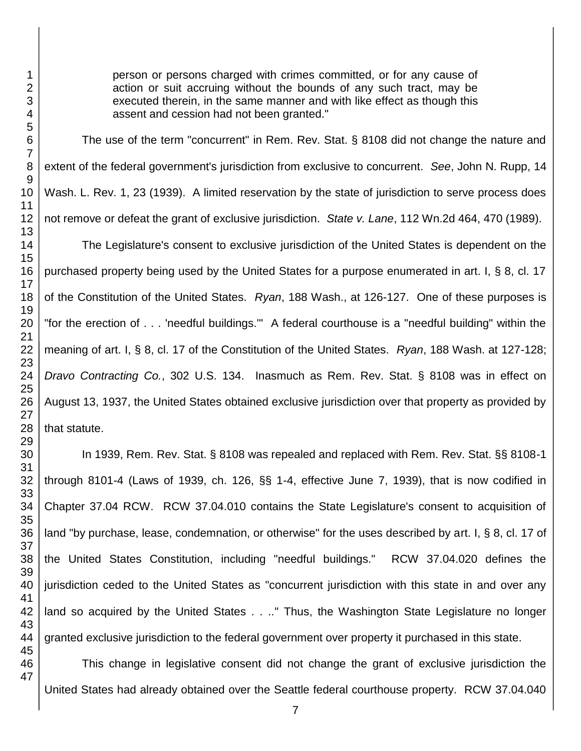> person or persons charged with crimes committed, or for any cause of action or suit accruing without the bounds of any such tract, may be executed therein, in the same manner and with like effect as though this assent and cession had not been granted."

The use of the term "concurrent" in Rem. Rev. Stat. § 8108 did not change the nature and extent of the federal government's jurisdiction from exclusive to concurrent. *See*, John N. Rupp, 14 Wash. L. Rev. 1, 23 (1939). A limited reservation by the state of jurisdiction to serve process does not remove or defeat the grant of exclusive jurisdiction. *State v. Lane*, 112 Wn.2d 464, 470 (1989).

The Legislature's consent to exclusive jurisdiction of the United States is dependent on the purchased property being used by the United States for a purpose enumerated in art. I, § 8, cl. 17 of the Constitution of the United States. *Ryan*, 188 Wash., at 126-127. One of these purposes is "for the erection of . . . 'needful buildings.'" A federal courthouse is a "needful building" within the meaning of art. I, § 8, cl. 17 of the Constitution of the United States. *Ryan*, 188 Wash. at 127-128; *Dravo Contracting Co.*, 302 U.S. 134. Inasmuch as Rem. Rev. Stat. § 8108 was in effect on August 13, 1937, the United States obtained exclusive jurisdiction over that property as provided by that statute.

In 1939, Rem. Rev. Stat. § 8108 was repealed and replaced with Rem. Rev. Stat. §§ 8108-1 through 8101-4 (Laws of 1939, ch. 126, §§ 1-4, effective June 7, 1939), that is now codified in Chapter 37.04 RCW. RCW 37.04.010 contains the State Legislature's consent to acquisition of land "by purchase, lease, condemnation, or otherwise" for the uses described by art. I, § 8, cl. 17 of the United States Constitution, including "needful buildings." RCW 37.04.020 defines the jurisdiction ceded to the United States as "concurrent jurisdiction with this state in and over any land so acquired by the United States . . .." Thus, the Washington State Legislature no longer granted exclusive jurisdiction to the federal government over property it purchased in this state.

This change in legislative consent did not change the grant of exclusive jurisdiction the United States had already obtained over the Seattle federal courthouse property. RCW 37.04.040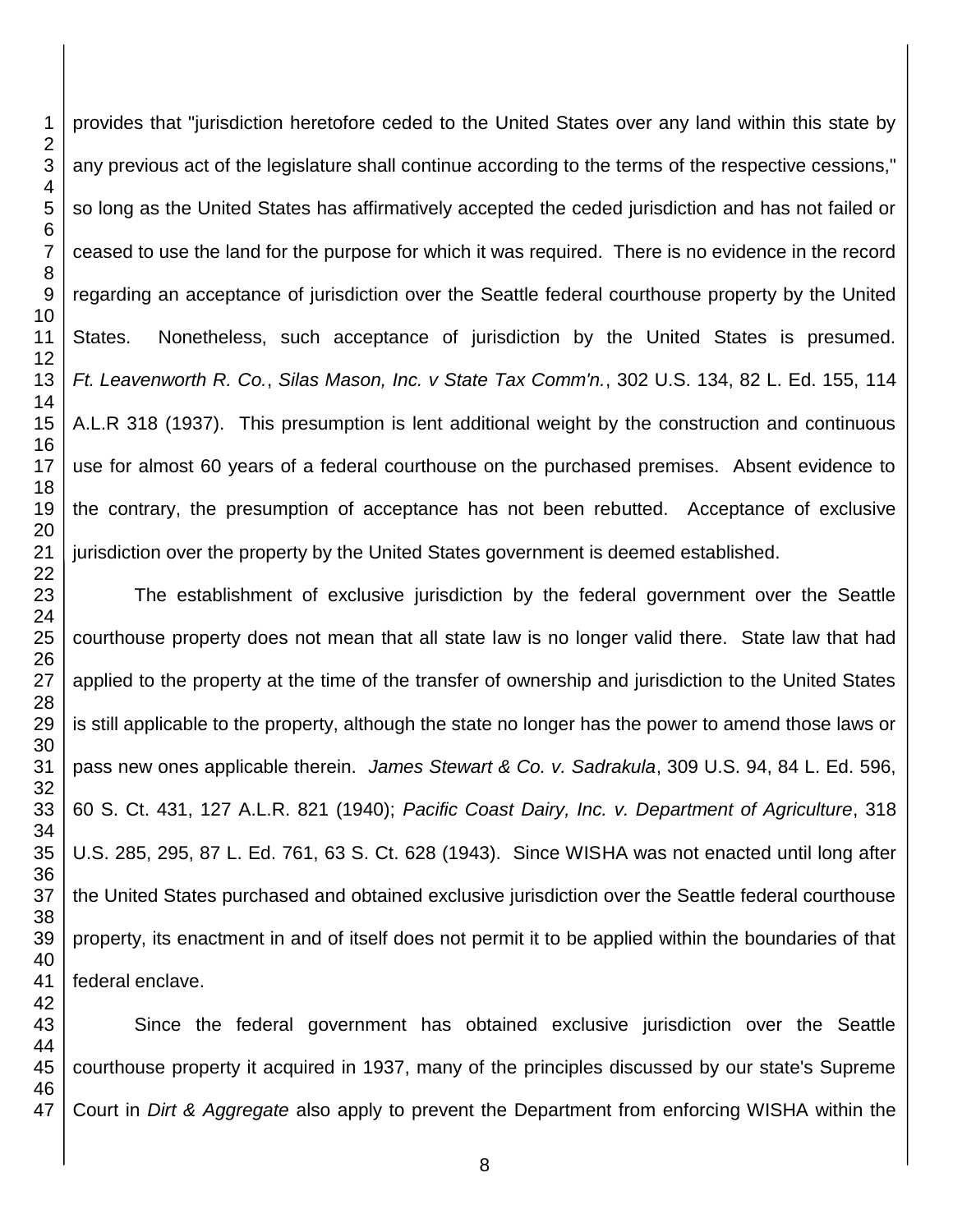provides that "jurisdiction heretofore ceded to the United States over any land within this state by any previous act of the legislature shall continue according to the terms of the respective cessions," so long as the United States has affirmatively accepted the ceded jurisdiction and has not failed or ceased to use the land for the purpose for which it was required. There is no evidence in the record regarding an acceptance of jurisdiction over the Seattle federal courthouse property by the United States. Nonetheless, such acceptance of jurisdiction by the United States is presumed. *Ft. Leavenworth R. Co.*, *Silas Mason, Inc. v State Tax Comm'n.*, 302 U.S. 134, 82 L. Ed. 155, 114 A.L.R 318 (1937). This presumption is lent additional weight by the construction and continuous use for almost 60 years of a federal courthouse on the purchased premises. Absent evidence to the contrary, the presumption of acceptance has not been rebutted. Acceptance of exclusive jurisdiction over the property by the United States government is deemed established.

The establishment of exclusive jurisdiction by the federal government over the Seattle courthouse property does not mean that all state law is no longer valid there. State law that had applied to the property at the time of the transfer of ownership and jurisdiction to the United States is still applicable to the property, although the state no longer has the power to amend those laws or pass new ones applicable therein. *James Stewart & Co. v. Sadrakula*, 309 U.S. 94, 84 L. Ed. 596, 60 S. Ct. 431, 127 A.L.R. 821 (1940); *Pacific Coast Dairy, Inc. v. Department of Agriculture*, 318 U.S. 285, 295, 87 L. Ed. 761, 63 S. Ct. 628 (1943). Since WISHA was not enacted until long after the United States purchased and obtained exclusive jurisdiction over the Seattle federal courthouse property, its enactment in and of itself does not permit it to be applied within the boundaries of that federal enclave.

Since the federal government has obtained exclusive jurisdiction over the Seattle courthouse property it acquired in 1937, many of the principles discussed by our state's Supreme Court in *Dirt & Aggregate* also apply to prevent the Department from enforcing WISHA within the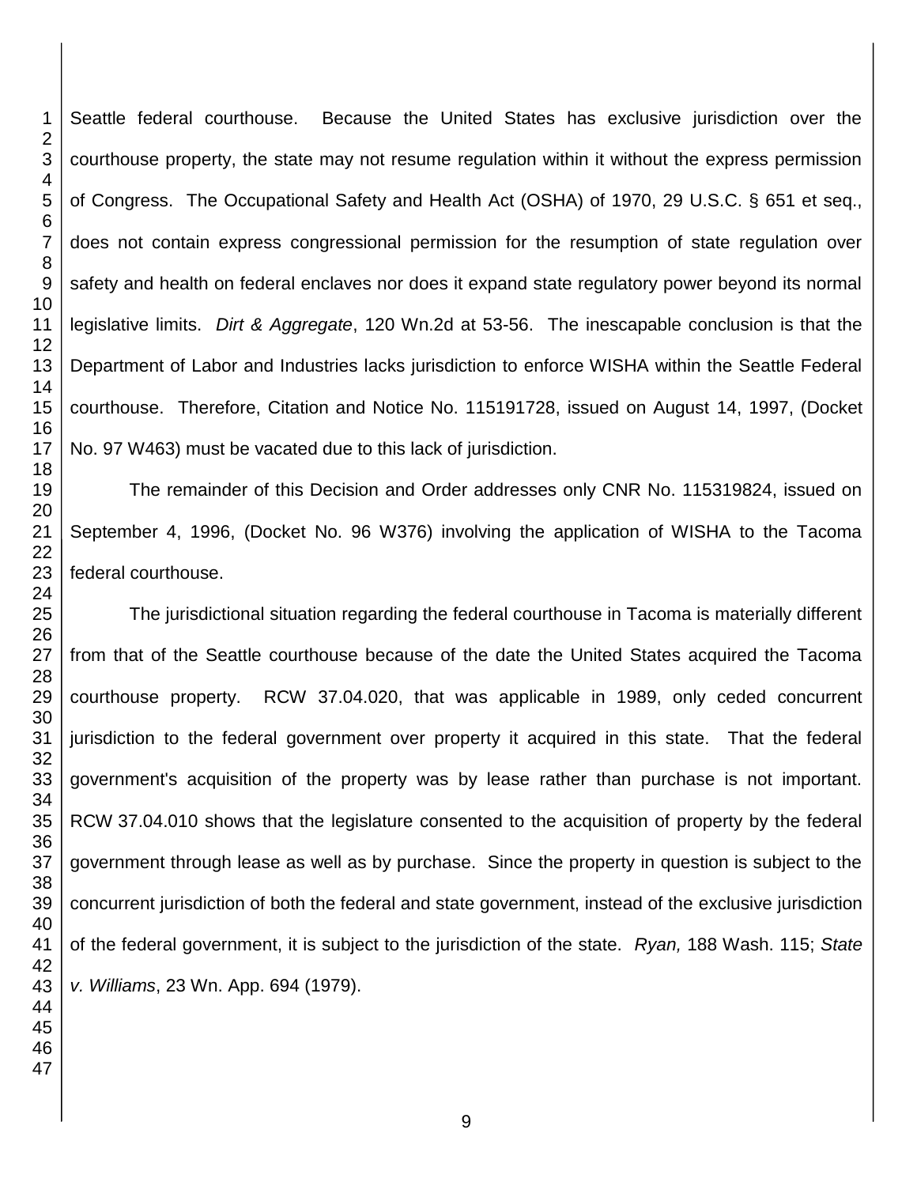Seattle federal courthouse. Because the United States has exclusive jurisdiction over the courthouse property, the state may not resume regulation within it without the express permission of Congress. The Occupational Safety and Health Act (OSHA) of 1970, 29 U.S.C. § 651 et seq., does not contain express congressional permission for the resumption of state regulation over safety and health on federal enclaves nor does it expand state regulatory power beyond its normal legislative limits. *Dirt & Aggregate*, 120 Wn.2d at 53-56. The inescapable conclusion is that the Department of Labor and Industries lacks jurisdiction to enforce WISHA within the Seattle Federal courthouse. Therefore, Citation and Notice No. 115191728, issued on August 14, 1997, (Docket No. 97 W463) must be vacated due to this lack of jurisdiction.

The remainder of this Decision and Order addresses only CNR No. 115319824, issued on September 4, 1996, (Docket No. 96 W376) involving the application of WISHA to the Tacoma federal courthouse.

The jurisdictional situation regarding the federal courthouse in Tacoma is materially different from that of the Seattle courthouse because of the date the United States acquired the Tacoma courthouse property. RCW 37.04.020, that was applicable in 1989, only ceded concurrent jurisdiction to the federal government over property it acquired in this state. That the federal government's acquisition of the property was by lease rather than purchase is not important. RCW 37.04.010 shows that the legislature consented to the acquisition of property by the federal government through lease as well as by purchase. Since the property in question is subject to the concurrent jurisdiction of both the federal and state government, instead of the exclusive jurisdiction of the federal government, it is subject to the jurisdiction of the state. *Ryan,* 188 Wash. 115; *State v. Williams*, 23 Wn. App. 694 (1979).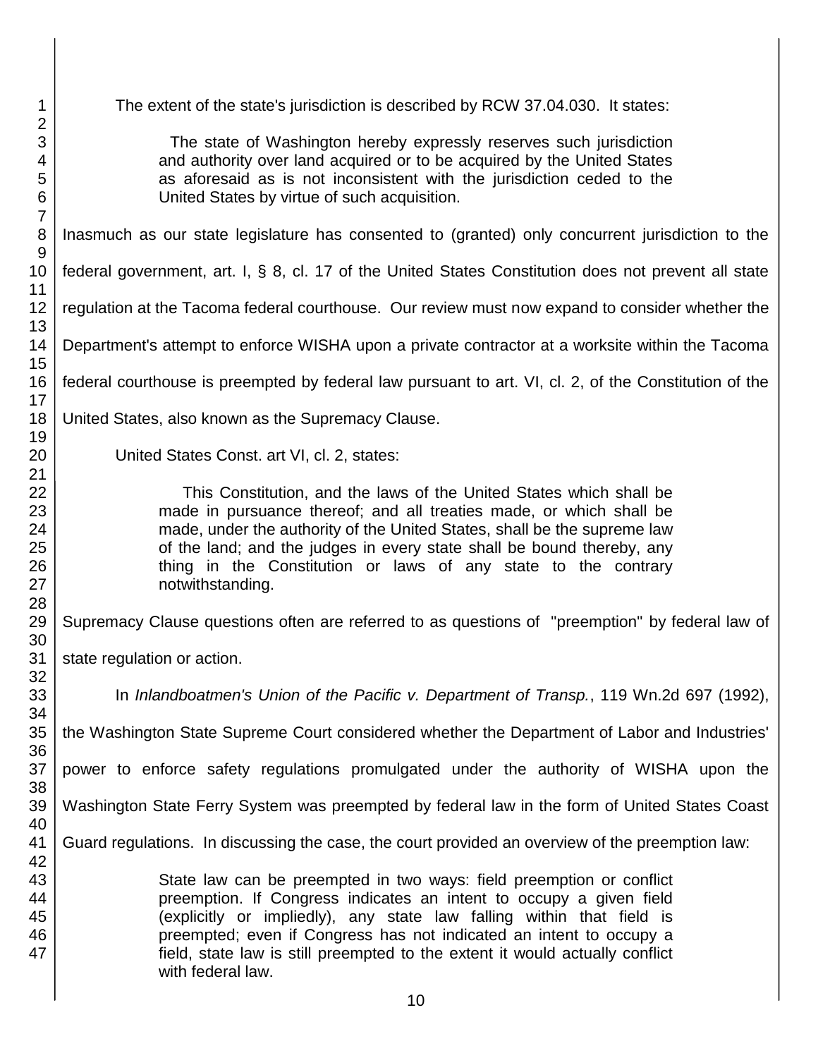The extent of the state's jurisdiction is described by RCW 37.04.030. It states:

> The state of Washington hereby expressly reserves such jurisdiction and authority over land acquired or to be acquired by the United States as aforesaid as is not inconsistent with the jurisdiction ceded to the United States by virtue of such acquisition.

Inasmuch as our state legislature has consented to (granted) only concurrent jurisdiction to the federal government, art. I, § 8, cl. 17 of the United States Constitution does not prevent all state regulation at the Tacoma federal courthouse. Our review must now expand to consider whether the Department's attempt to enforce WISHA upon a private contractor at a worksite within the Tacoma federal courthouse is preempted by federal law pursuant to art. VI, cl. 2, of the Constitution of the United States, also known as the Supremacy Clause.

United States Const. art VI, cl. 2, states:

> This Constitution, and the laws of the United States which shall be made in pursuance thereof; and all treaties made, or which shall be made, under the authority of the United States, shall be the supreme law of the land; and the judges in every state shall be bound thereby, any thing in the Constitution or laws of any state to the contrary notwithstanding.

Supremacy Clause questions often are referred to as questions of "preemption" by federal law of state regulation or action.

In *Inlandboatmen's Union of the Pacific v. Department of Transp.*, 119 Wn.2d 697 (1992), the Washington State Supreme Court considered whether the Department of Labor and Industries' power to enforce safety regulations promulgated under the authority of WISHA upon the Washington State Ferry System was preempted by federal law in the form of United States Coast Guard regulations. In discussing the case, the court provided an overview of the preemption law:

> State law can be preempted in two ways: field preemption or conflict preemption. If Congress indicates an intent to occupy a given field (explicitly or impliedly), any state law falling within that field is preempted; even if Congress has not indicated an intent to occupy a field, state law is still preempted to the extent it would actually conflict with federal law.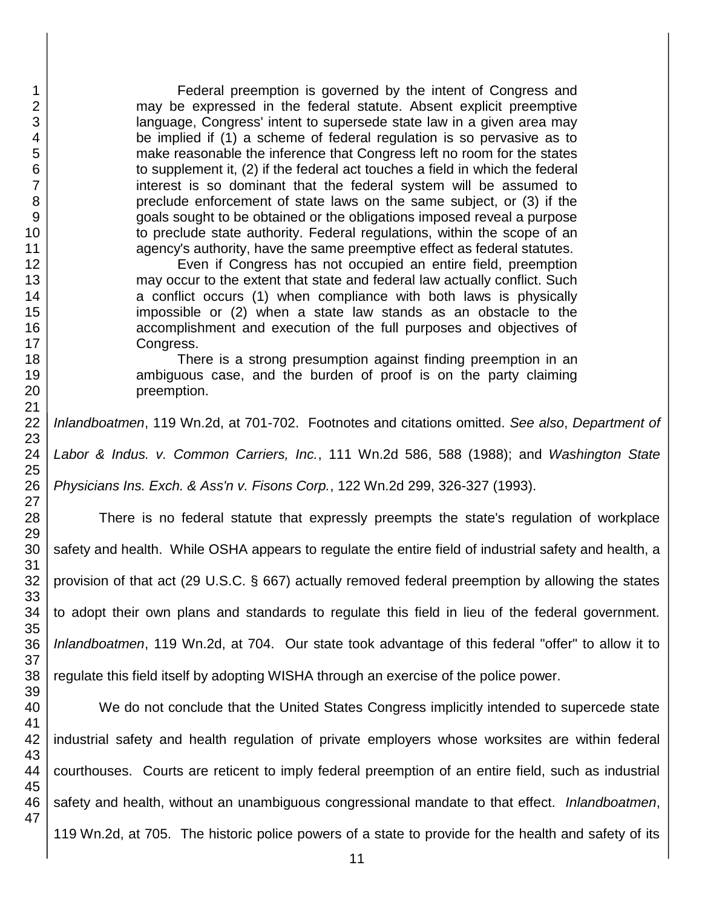> Federal preemption is governed by the intent of Congress and may be expressed in the federal statute. Absent explicit preemptive language, Congress' intent to supersede state law in a given area may be implied if (1) a scheme of federal regulation is so pervasive as to make reasonable the inference that Congress left no room for the states to supplement it, (2) if the federal act touches a field in which the federal interest is so dominant that the federal system will be assumed to preclude enforcement of state laws on the same subject, or (3) if the goals sought to be obtained or the obligations imposed reveal a purpose to preclude state authority. Federal regulations, within the scope of an agency's authority, have the same preemptive effect as federal statutes.
>
> Even if Congress has not occupied an entire field, preemption may occur to the extent that state and federal law actually conflict. Such a conflict occurs (1) when compliance with both laws is physically impossible or (2) when a state law stands as an obstacle to the accomplishment and execution of the full purposes and objectives of Congress.
>
> There is a strong presumption against finding preemption in an ambiguous case, and the burden of proof is on the party claiming preemption.

*Inlandboatmen*, 119 Wn.2d, at 701-702. Footnotes and citations omitted. *See also*, *Department of Labor & Indus. v. Common Carriers, Inc.*, 111 Wn.2d 586, 588 (1988); and *Washington State Physicians Ins. Exch. & Ass'n v. Fisons Corp.*, 122 Wn.2d 299, 326-327 (1993).

There is no federal statute that expressly preempts the state's regulation of workplace safety and health. While OSHA appears to regulate the entire field of industrial safety and health, a provision of that act (29 U.S.C. § 667) actually removed federal preemption by allowing the states to adopt their own plans and standards to regulate this field in lieu of the federal government. *Inlandboatmen*, 119 Wn.2d, at 704. Our state took advantage of this federal "offer" to allow it to regulate this field itself by adopting WISHA through an exercise of the police power.

We do not conclude that the United States Congress implicitly intended to supercede state industrial safety and health regulation of private employers whose worksites are within federal courthouses. Courts are reticent to imply federal preemption of an entire field, such as industrial safety and health, without an unambiguous congressional mandate to that effect. *Inlandboatmen*, 119 Wn.2d, at 705. The historic police powers of a state to provide for the health and safety of its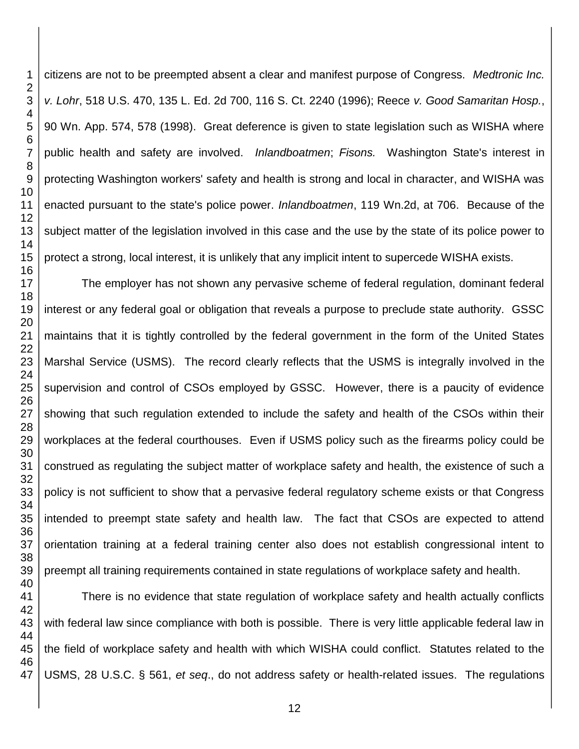citizens are not to be preempted absent a clear and manifest purpose of Congress. *Medtronic Inc. v. Lohr*, 518 U.S. 470, 135 L. Ed. 2d 700, 116 S. Ct. 2240 (1996); Reece *v. Good Samaritan Hosp.*, 90 Wn. App. 574, 578 (1998). Great deference is given to state legislation such as WISHA where public health and safety are involved. *Inlandboatmen*; *Fisons.* Washington State's interest in protecting Washington workers' safety and health is strong and local in character, and WISHA was enacted pursuant to the state's police power. *Inlandboatmen*, 119 Wn.2d, at 706. Because of the subject matter of the legislation involved in this case and the use by the state of its police power to protect a strong, local interest, it is unlikely that any implicit intent to supercede WISHA exists.

The employer has not shown any pervasive scheme of federal regulation, dominant federal interest or any federal goal or obligation that reveals a purpose to preclude state authority. GSSC maintains that it is tightly controlled by the federal government in the form of the United States Marshal Service (USMS). The record clearly reflects that the USMS is integrally involved in the supervision and control of CSOs employed by GSSC. However, there is a paucity of evidence showing that such regulation extended to include the safety and health of the CSOs within their workplaces at the federal courthouses. Even if USMS policy such as the firearms policy could be construed as regulating the subject matter of workplace safety and health, the existence of such a policy is not sufficient to show that a pervasive federal regulatory scheme exists or that Congress intended to preempt state safety and health law. The fact that CSOs are expected to attend orientation training at a federal training center also does not establish congressional intent to preempt all training requirements contained in state regulations of workplace safety and health.

There is no evidence that state regulation of workplace safety and health actually conflicts with federal law since compliance with both is possible. There is very little applicable federal law in the field of workplace safety and health with which WISHA could conflict. Statutes related to the USMS, 28 U.S.C. § 561, *et seq*., do not address safety or health-related issues. The regulations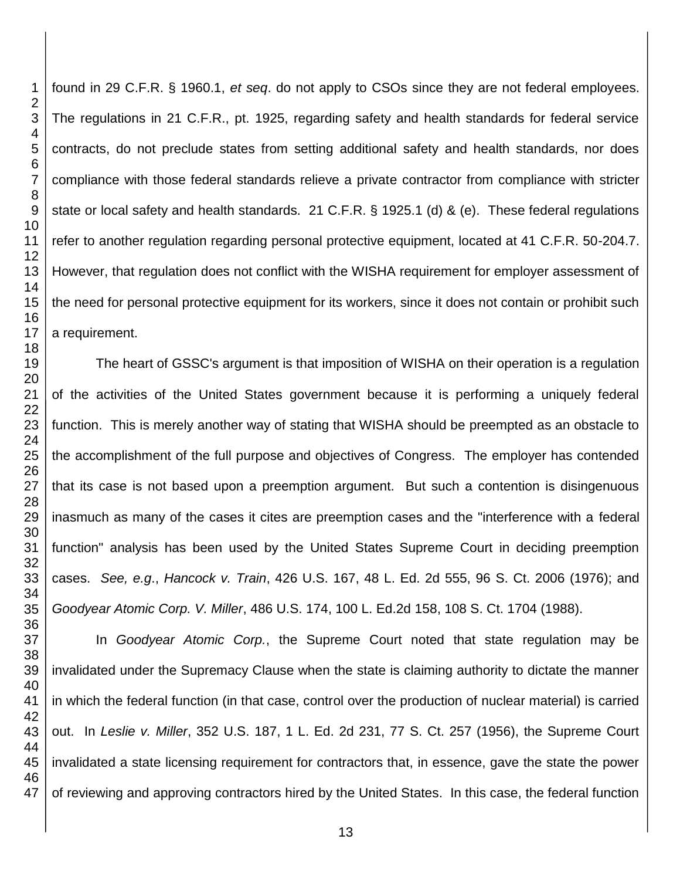found in 29 C.F.R. § 1960.1, *et seq*. do not apply to CSOs since they are not federal employees. The regulations in 21 C.F.R., pt. 1925, regarding safety and health standards for federal service contracts, do not preclude states from setting additional safety and health standards, nor does compliance with those federal standards relieve a private contractor from compliance with stricter state or local safety and health standards. 21 C.F.R. § 1925.1 (d) & (e). These federal regulations refer to another regulation regarding personal protective equipment, located at 41 C.F.R. 50-204.7. However, that regulation does not conflict with the WISHA requirement for employer assessment of the need for personal protective equipment for its workers, since it does not contain or prohibit such a requirement.

The heart of GSSC's argument is that imposition of WISHA on their operation is a regulation of the activities of the United States government because it is performing a uniquely federal function. This is merely another way of stating that WISHA should be preempted as an obstacle to the accomplishment of the full purpose and objectives of Congress. The employer has contended that its case is not based upon a preemption argument. But such a contention is disingenuous inasmuch as many of the cases it cites are preemption cases and the "interference with a federal function" analysis has been used by the United States Supreme Court in deciding preemption cases. *See, e.g*., *Hancock v. Train*, 426 U.S. 167, 48 L. Ed. 2d 555, 96 S. Ct. 2006 (1976); and *Goodyear Atomic Corp. V. Miller*, 486 U.S. 174, 100 L. Ed.2d 158, 108 S. Ct. 1704 (1988).

In *Goodyear Atomic Corp.*, the Supreme Court noted that state regulation may be invalidated under the Supremacy Clause when the state is claiming authority to dictate the manner in which the federal function (in that case, control over the production of nuclear material) is carried out. In *Leslie v. Miller*, 352 U.S. 187, 1 L. Ed. 2d 231, 77 S. Ct. 257 (1956), the Supreme Court invalidated a state licensing requirement for contractors that, in essence, gave the state the power of reviewing and approving contractors hired by the United States. In this case, the federal function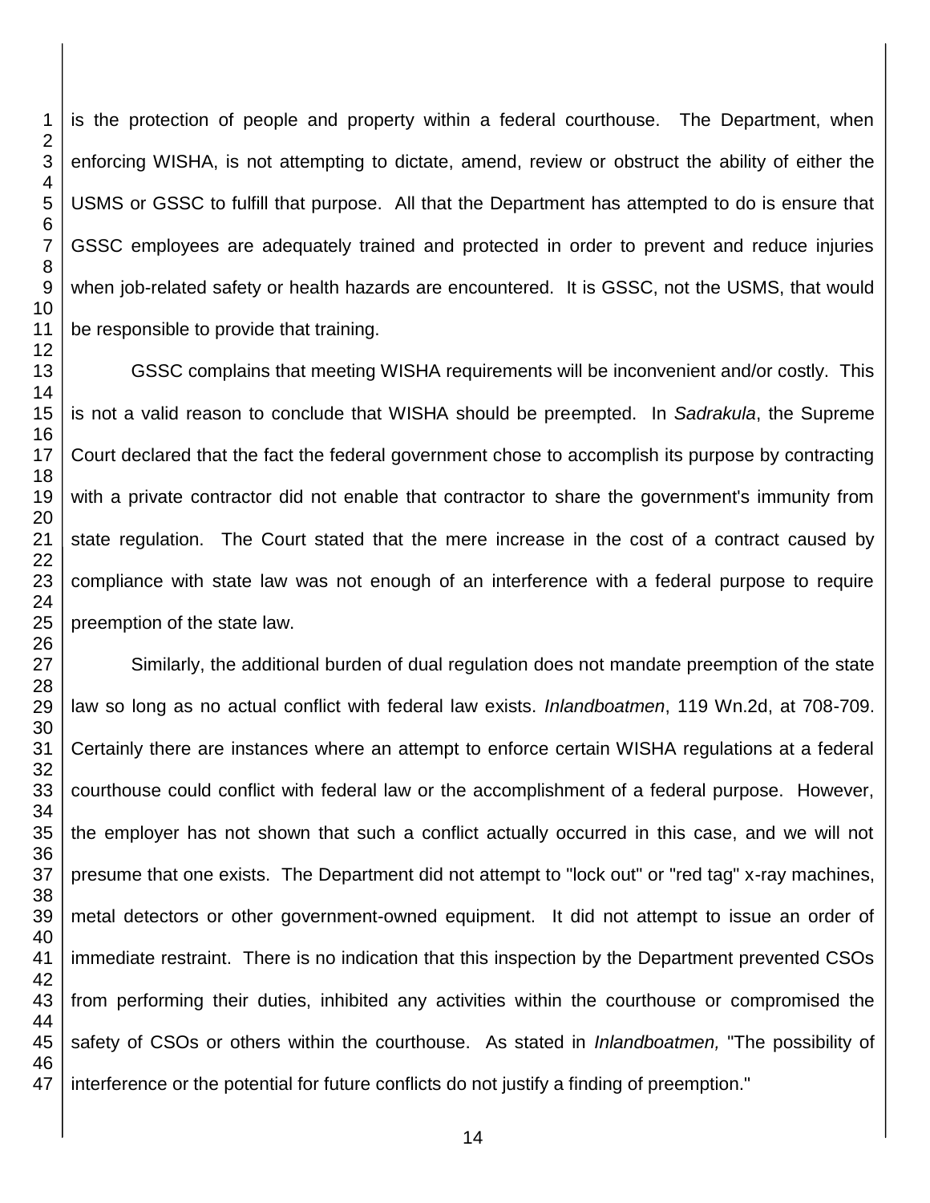is the protection of people and property within a federal courthouse. The Department, when enforcing WISHA, is not attempting to dictate, amend, review or obstruct the ability of either the USMS or GSSC to fulfill that purpose. All that the Department has attempted to do is ensure that GSSC employees are adequately trained and protected in order to prevent and reduce injuries when job-related safety or health hazards are encountered. It is GSSC, not the USMS, that would be responsible to provide that training.

GSSC complains that meeting WISHA requirements will be inconvenient and/or costly. This is not a valid reason to conclude that WISHA should be preempted. In *Sadrakula*, the Supreme Court declared that the fact the federal government chose to accomplish its purpose by contracting with a private contractor did not enable that contractor to share the government's immunity from state regulation. The Court stated that the mere increase in the cost of a contract caused by compliance with state law was not enough of an interference with a federal purpose to require preemption of the state law.

Similarly, the additional burden of dual regulation does not mandate preemption of the state law so long as no actual conflict with federal law exists. *Inlandboatmen*, 119 Wn.2d, at 708-709. Certainly there are instances where an attempt to enforce certain WISHA regulations at a federal courthouse could conflict with federal law or the accomplishment of a federal purpose. However, the employer has not shown that such a conflict actually occurred in this case, and we will not presume that one exists. The Department did not attempt to "lock out" or "red tag" x-ray machines, metal detectors or other government-owned equipment. It did not attempt to issue an order of immediate restraint. There is no indication that this inspection by the Department prevented CSOs from performing their duties, inhibited any activities within the courthouse or compromised the safety of CSOs or others within the courthouse. As stated in *Inlandboatmen,* "The possibility of interference or the potential for future conflicts do not justify a finding of preemption."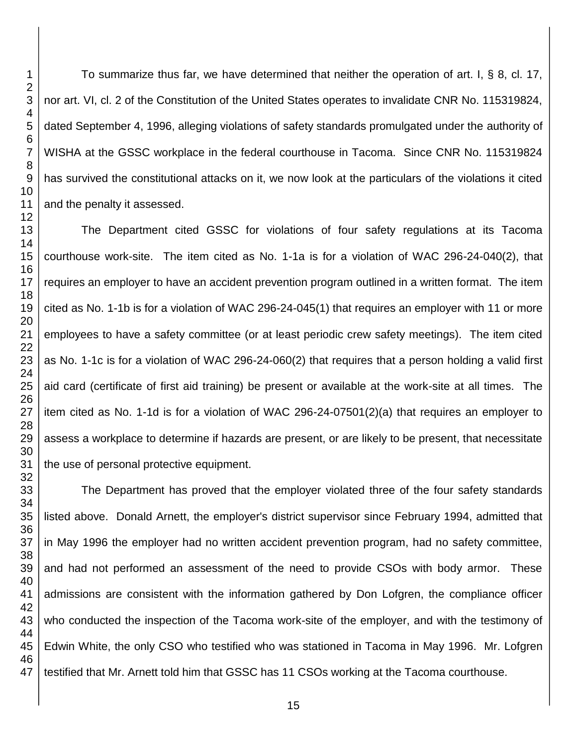To summarize thus far, we have determined that neither the operation of art. I, § 8, cl. 17, nor art. VI, cl. 2 of the Constitution of the United States operates to invalidate CNR No. 115319824, dated September 4, 1996, alleging violations of safety standards promulgated under the authority of WISHA at the GSSC workplace in the federal courthouse in Tacoma. Since CNR No. 115319824 has survived the constitutional attacks on it, we now look at the particulars of the violations it cited and the penalty it assessed.

The Department cited GSSC for violations of four safety regulations at its Tacoma courthouse work-site. The item cited as No. 1-1a is for a violation of WAC 296-24-040(2), that requires an employer to have an accident prevention program outlined in a written format. The item cited as No. 1-1b is for a violation of WAC 296-24-045(1) that requires an employer with 11 or more employees to have a safety committee (or at least periodic crew safety meetings). The item cited as No. 1-1c is for a violation of WAC 296-24-060(2) that requires that a person holding a valid first aid card (certificate of first aid training) be present or available at the work-site at all times. The item cited as No. 1-1d is for a violation of WAC 296-24-07501(2)(a) that requires an employer to assess a workplace to determine if hazards are present, or are likely to be present, that necessitate the use of personal protective equipment.

The Department has proved that the employer violated three of the four safety standards listed above. Donald Arnett, the employer's district supervisor since February 1994, admitted that in May 1996 the employer had no written accident prevention program, had no safety committee, and had not performed an assessment of the need to provide CSOs with body armor. These admissions are consistent with the information gathered by Don Lofgren, the compliance officer who conducted the inspection of the Tacoma work-site of the employer, and with the testimony of Edwin White, the only CSO who testified who was stationed in Tacoma in May 1996. Mr. Lofgren testified that Mr. Arnett told him that GSSC has 11 CSOs working at the Tacoma courthouse.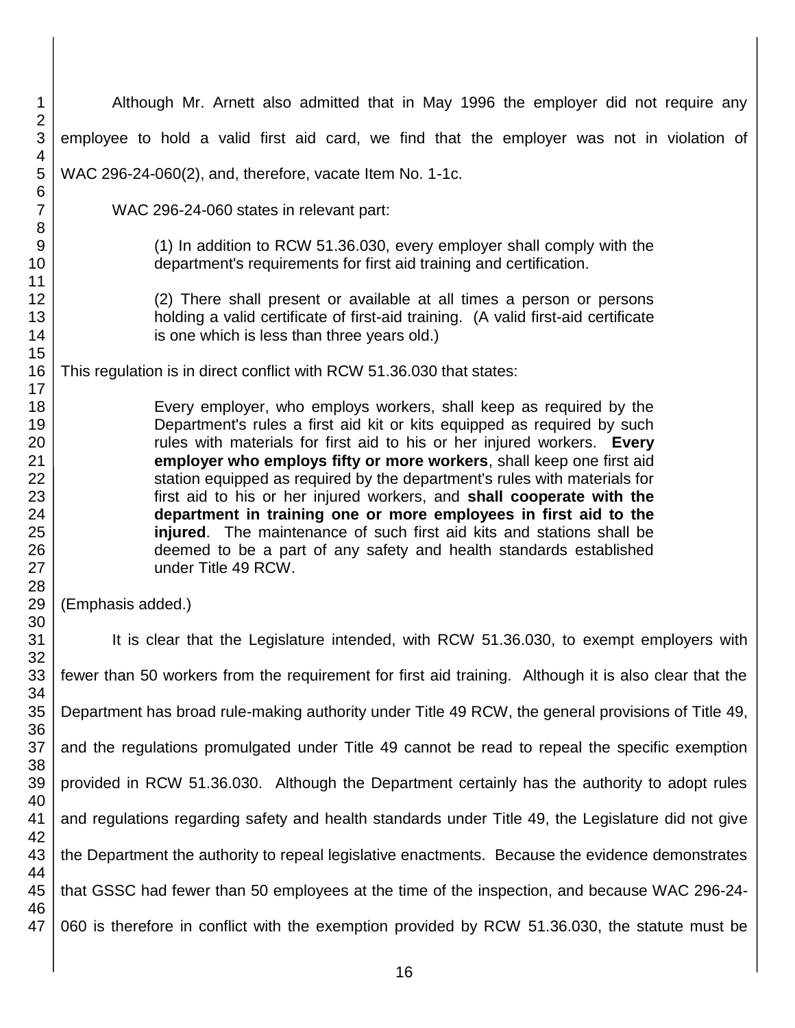Although Mr. Arnett also admitted that in May 1996 the employer did not require any employee to hold a valid first aid card, we find that the employer was not in violation of WAC 296-24-060(2), and, therefore, vacate Item No. 1-1c.

WAC 296-24-060 states in relevant part:

> (1) In addition to RCW 51.36.030, every employer shall comply with the department's requirements for first aid training and certification.
>
> (2) There shall present or available at all times a person or persons holding a valid certificate of first-aid training. (A valid first-aid certificate is one which is less than three years old.)

This regulation is in direct conflict with RCW 51.36.030 that states:

> Every employer, who employs workers, shall keep as required by the Department's rules a first aid kit or kits equipped as required by such rules with materials for first aid to his or her injured workers. **Every employer who employs fifty or more workers**, shall keep one first aid station equipped as required by the department's rules with materials for first aid to his or her injured workers, and **shall cooperate with the department in training one or more employees in first aid to the injured**. The maintenance of such first aid kits and stations shall be deemed to be a part of any safety and health standards established under Title 49 RCW.

(Emphasis added.)

It is clear that the Legislature intended, with RCW 51.36.030, to exempt employers with fewer than 50 workers from the requirement for first aid training. Although it is also clear that the Department has broad rule-making authority under Title 49 RCW, the general provisions of Title 49, and the regulations promulgated under Title 49 cannot be read to repeal the specific exemption provided in RCW 51.36.030. Although the Department certainly has the authority to adopt rules and regulations regarding safety and health standards under Title 49, the Legislature did not give the Department the authority to repeal legislative enactments. Because the evidence demonstrates that GSSC had fewer than 50 employees at the time of the inspection, and because WAC 296-24-060 is therefore in conflict with the exemption provided by RCW 51.36.030, the statute must be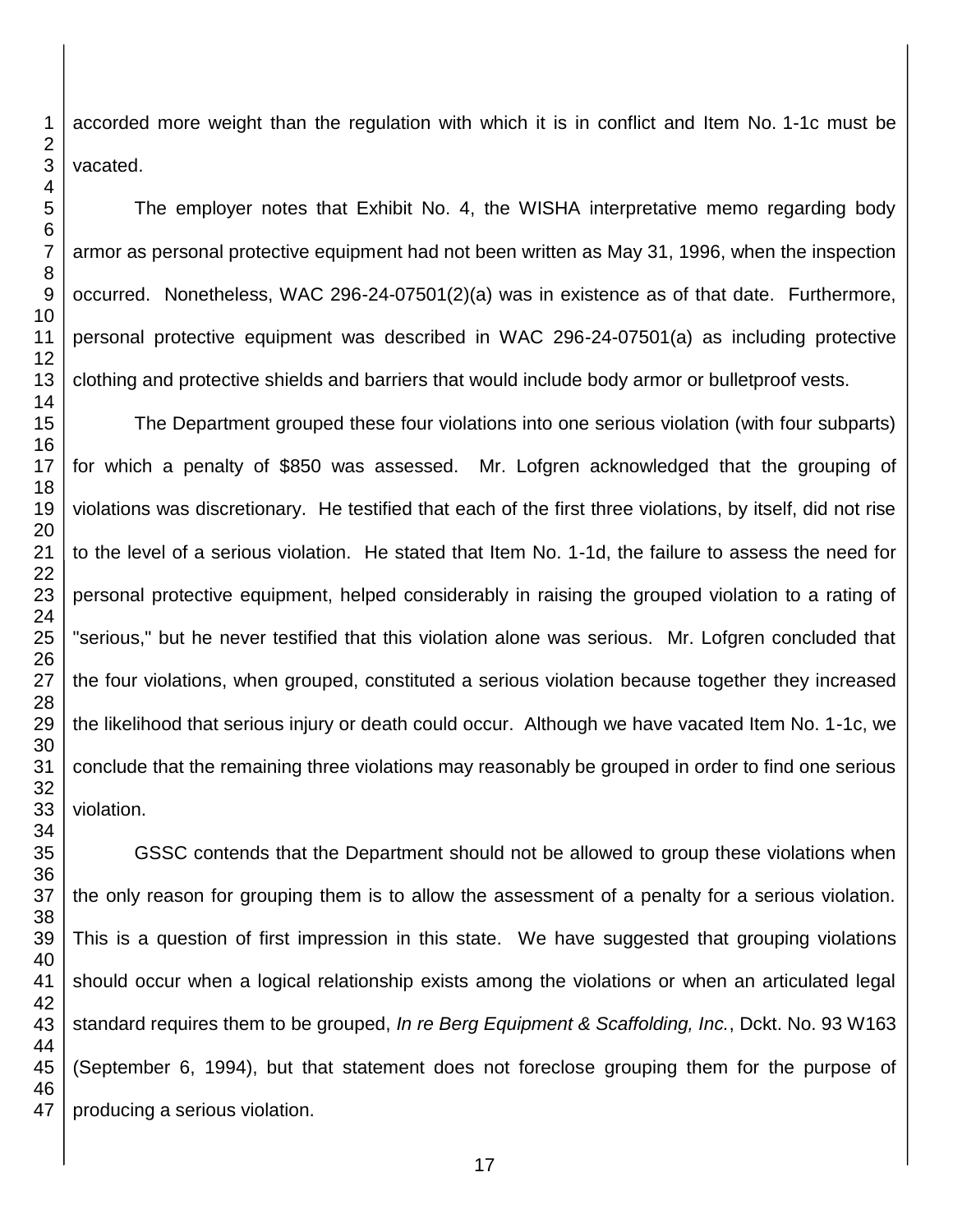accorded more weight than the regulation with which it is in conflict and Item No. 1-1c must be vacated.

The employer notes that Exhibit No. 4, the WISHA interpretative memo regarding body armor as personal protective equipment had not been written as May 31, 1996, when the inspection occurred. Nonetheless, WAC 296-24-07501(2)(a) was in existence as of that date. Furthermore, personal protective equipment was described in WAC 296-24-07501(a) as including protective clothing and protective shields and barriers that would include body armor or bulletproof vests.

The Department grouped these four violations into one serious violation (with four subparts) for which a penalty of $850 was assessed. Mr. Lofgren acknowledged that the grouping of violations was discretionary. He testified that each of the first three violations, by itself, did not rise to the level of a serious violation. He stated that Item No. 1-1d, the failure to assess the need for personal protective equipment, helped considerably in raising the grouped violation to a rating of "serious," but he never testified that this violation alone was serious. Mr. Lofgren concluded that the four violations, when grouped, constituted a serious violation because together they increased the likelihood that serious injury or death could occur. Although we have vacated Item No. 1-1c, we conclude that the remaining three violations may reasonably be grouped in order to find one serious violation.

GSSC contends that the Department should not be allowed to group these violations when the only reason for grouping them is to allow the assessment of a penalty for a serious violation. This is a question of first impression in this state. We have suggested that grouping violations should occur when a logical relationship exists among the violations or when an articulated legal standard requires them to be grouped, *In re Berg Equipment & Scaffolding, Inc.*, Dckt. No. 93 W163 (September 6, 1994), but that statement does not foreclose grouping them for the purpose of producing a serious violation.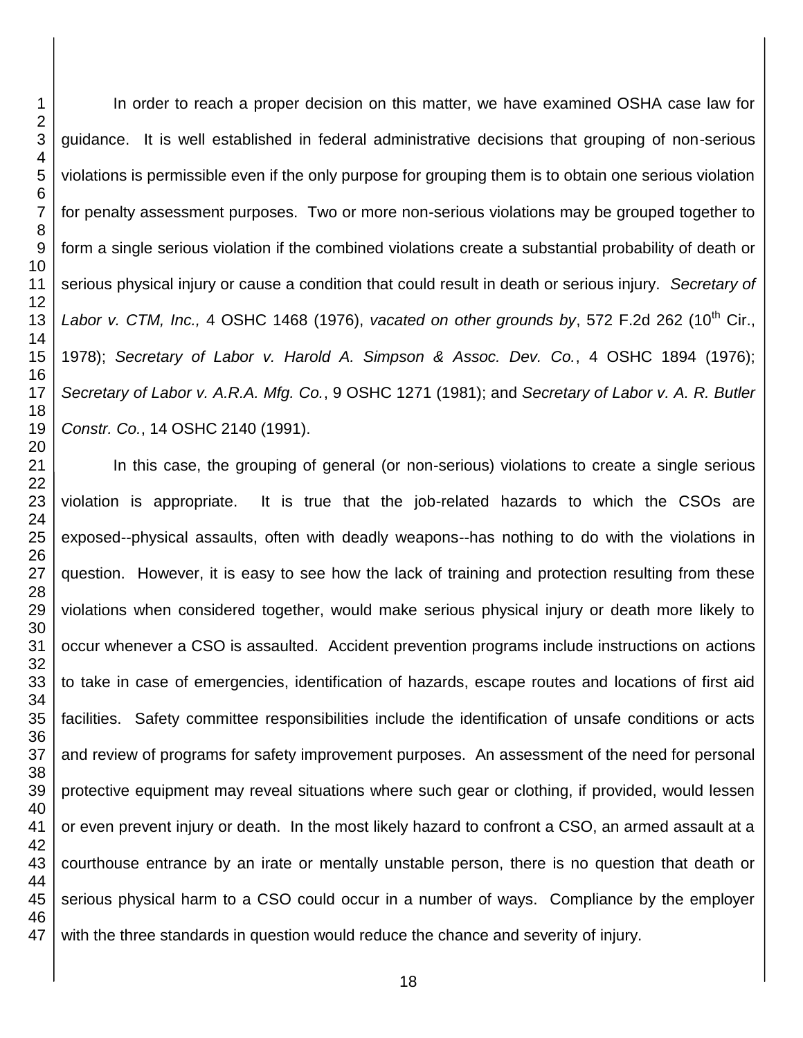In order to reach a proper decision on this matter, we have examined OSHA case law for guidance. It is well established in federal administrative decisions that grouping of non-serious violations is permissible even if the only purpose for grouping them is to obtain one serious violation for penalty assessment purposes. Two or more non-serious violations may be grouped together to form a single serious violation if the combined violations create a substantial probability of death or serious physical injury or cause a condition that could result in death or serious injury. *Secretary of Labor v. CTM, Inc.,* 4 OSHC 1468 (1976), *vacated on other grounds by*, 572 F.2d 262 (10th Cir., 1978); *Secretary of Labor v. Harold A. Simpson & Assoc. Dev. Co.*, 4 OSHC 1894 (1976); *Secretary of Labor v. A.R.A. Mfg. Co.*, 9 OSHC 1271 (1981); and *Secretary of Labor v. A. R. Butler Constr. Co.*, 14 OSHC 2140 (1991).

In this case, the grouping of general (or non-serious) violations to create a single serious violation is appropriate. It is true that the job-related hazards to which the CSOs are exposed--physical assaults, often with deadly weapons--has nothing to do with the violations in question. However, it is easy to see how the lack of training and protection resulting from these violations when considered together, would make serious physical injury or death more likely to occur whenever a CSO is assaulted. Accident prevention programs include instructions on actions to take in case of emergencies, identification of hazards, escape routes and locations of first aid facilities. Safety committee responsibilities include the identification of unsafe conditions or acts and review of programs for safety improvement purposes. An assessment of the need for personal protective equipment may reveal situations where such gear or clothing, if provided, would lessen or even prevent injury or death. In the most likely hazard to confront a CSO, an armed assault at a courthouse entrance by an irate or mentally unstable person, there is no question that death or serious physical harm to a CSO could occur in a number of ways. Compliance by the employer with the three standards in question would reduce the chance and severity of injury.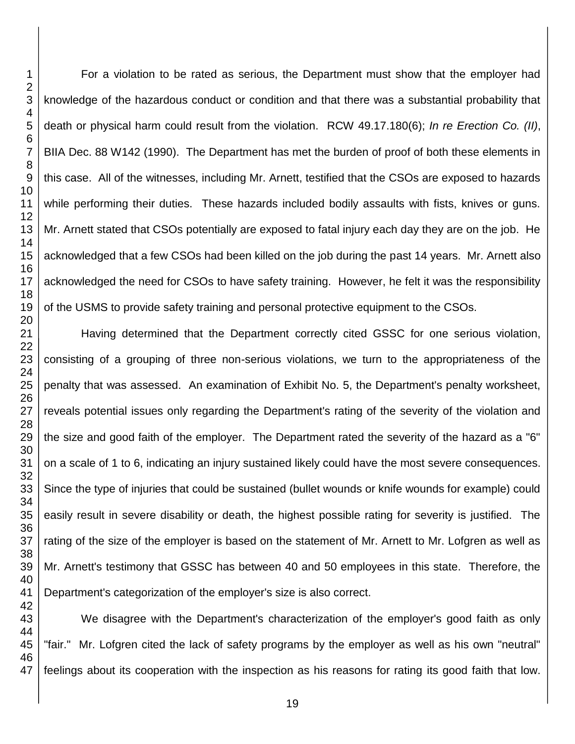For a violation to be rated as serious, the Department must show that the employer had knowledge of the hazardous conduct or condition and that there was a substantial probability that death or physical harm could result from the violation. RCW 49.17.180(6); *In re Erection Co. (II)*, BIIA Dec. 88 W142 (1990). The Department has met the burden of proof of both these elements in this case. All of the witnesses, including Mr. Arnett, testified that the CSOs are exposed to hazards while performing their duties. These hazards included bodily assaults with fists, knives or guns. Mr. Arnett stated that CSOs potentially are exposed to fatal injury each day they are on the job. He acknowledged that a few CSOs had been killed on the job during the past 14 years. Mr. Arnett also acknowledged the need for CSOs to have safety training. However, he felt it was the responsibility of the USMS to provide safety training and personal protective equipment to the CSOs.

Having determined that the Department correctly cited GSSC for one serious violation, consisting of a grouping of three non-serious violations, we turn to the appropriateness of the penalty that was assessed. An examination of Exhibit No. 5, the Department's penalty worksheet, reveals potential issues only regarding the Department's rating of the severity of the violation and the size and good faith of the employer. The Department rated the severity of the hazard as a "6" on a scale of 1 to 6, indicating an injury sustained likely could have the most severe consequences. Since the type of injuries that could be sustained (bullet wounds or knife wounds for example) could easily result in severe disability or death, the highest possible rating for severity is justified. The rating of the size of the employer is based on the statement of Mr. Arnett to Mr. Lofgren as well as Mr. Arnett's testimony that GSSC has between 40 and 50 employees in this state. Therefore, the Department's categorization of the employer's size is also correct.

We disagree with the Department's characterization of the employer's good faith as only "fair." Mr. Lofgren cited the lack of safety programs by the employer as well as his own "neutral" feelings about its cooperation with the inspection as his reasons for rating its good faith that low.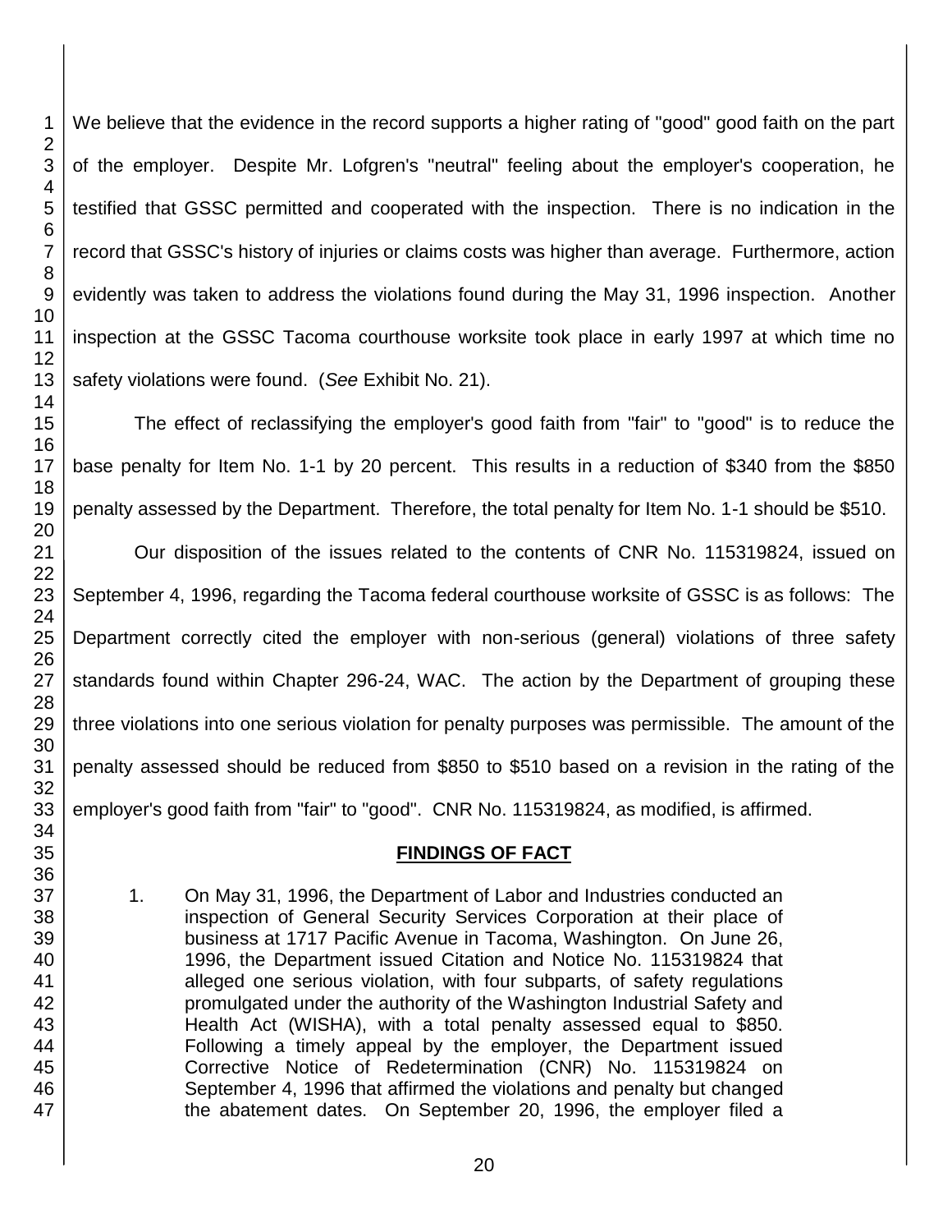We believe that the evidence in the record supports a higher rating of "good" good faith on the part of the employer. Despite Mr. Lofgren's "neutral" feeling about the employer's cooperation, he testified that GSSC permitted and cooperated with the inspection. There is no indication in the record that GSSC's history of injuries or claims costs was higher than average. Furthermore, action evidently was taken to address the violations found during the May 31, 1996 inspection. Another inspection at the GSSC Tacoma courthouse worksite took place in early 1997 at which time no safety violations were found. (*See* Exhibit No. 21).

The effect of reclassifying the employer's good faith from "fair" to "good" is to reduce the base penalty for Item No. 1-1 by 20 percent. This results in a reduction of $340 from the $850 penalty assessed by the Department. Therefore, the total penalty for Item No. 1-1 should be $510.

Our disposition of the issues related to the contents of CNR No. 115319824, issued on September 4, 1996, regarding the Tacoma federal courthouse worksite of GSSC is as follows: The Department correctly cited the employer with non-serious (general) violations of three safety standards found within Chapter 296-24, WAC. The action by the Department of grouping these three violations into one serious violation for penalty purposes was permissible. The amount of the penalty assessed should be reduced from $850 to $510 based on a revision in the rating of the employer's good faith from "fair" to "good". CNR No. 115319824, as modified, is affirmed.

## FINDINGS OF FACT

1. On May 31, 1996, the Department of Labor and Industries conducted an inspection of General Security Services Corporation at their place of business at 1717 Pacific Avenue in Tacoma, Washington. On June 26, 1996, the Department issued Citation and Notice No. 115319824 that alleged one serious violation, with four subparts, of safety regulations promulgated under the authority of the Washington Industrial Safety and Health Act (WISHA), with a total penalty assessed equal to $850. Following a timely appeal by the employer, the Department issued Corrective Notice of Redetermination (CNR) No. 115319824 on September 4, 1996 that affirmed the violations and penalty but changed the abatement dates. On September 20, 1996, the employer filed a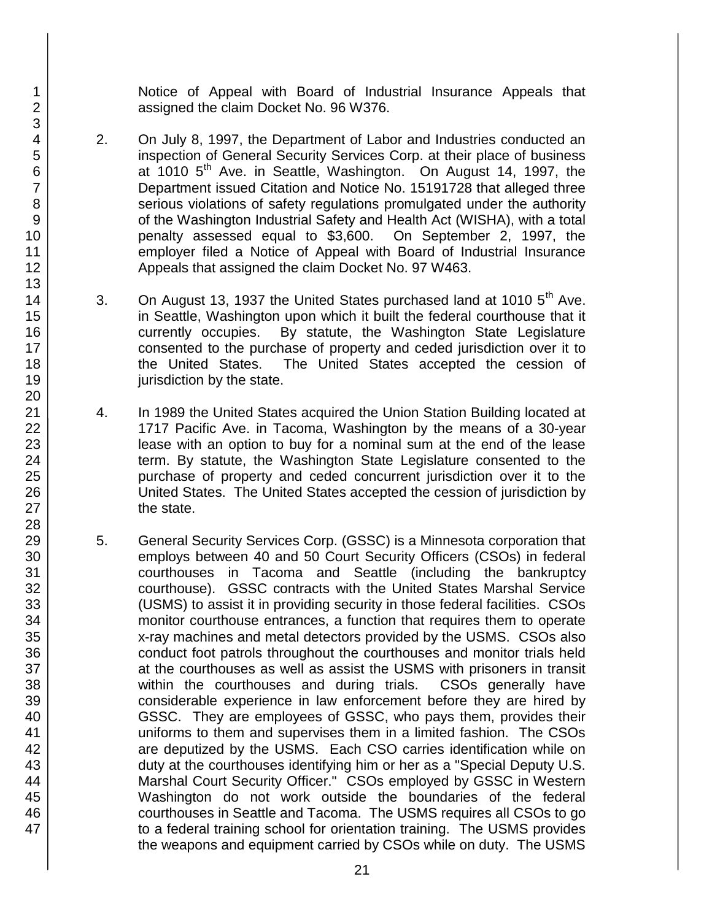Notice of Appeal with Board of Industrial Insurance Appeals that assigned the claim Docket No. 96 W376.

2. On July 8, 1997, the Department of Labor and Industries conducted an inspection of General Security Services Corp. at their place of business at 1010 5th Ave. in Seattle, Washington. On August 14, 1997, the Department issued Citation and Notice No. 15191728 that alleged three serious violations of safety regulations promulgated under the authority of the Washington Industrial Safety and Health Act (WISHA), with a total penalty assessed equal to $3,600. On September 2, 1997, the employer filed a Notice of Appeal with Board of Industrial Insurance Appeals that assigned the claim Docket No. 97 W463.

3. On August 13, 1937 the United States purchased land at 1010 5th Ave. in Seattle, Washington upon which it built the federal courthouse that it currently occupies. By statute, the Washington State Legislature consented to the purchase of property and ceded jurisdiction over it to the United States. The United States accepted the cession of jurisdiction by the state.

4. In 1989 the United States acquired the Union Station Building located at 1717 Pacific Ave. in Tacoma, Washington by the means of a 30-year lease with an option to buy for a nominal sum at the end of the lease term. By statute, the Washington State Legislature consented to the purchase of property and ceded concurrent jurisdiction over it to the United States. The United States accepted the cession of jurisdiction by the state.

5. General Security Services Corp. (GSSC) is a Minnesota corporation that employs between 40 and 50 Court Security Officers (CSOs) in federal courthouses in Tacoma and Seattle (including the bankruptcy courthouse). GSSC contracts with the United States Marshal Service (USMS) to assist it in providing security in those federal facilities. CSOs monitor courthouse entrances, a function that requires them to operate x-ray machines and metal detectors provided by the USMS. CSOs also conduct foot patrols throughout the courthouses and monitor trials held at the courthouses as well as assist the USMS with prisoners in transit within the courthouses and during trials. CSOs generally have considerable experience in law enforcement before they are hired by GSSC. They are employees of GSSC, who pays them, provides their uniforms to them and supervises them in a limited fashion. The CSOs are deputized by the USMS. Each CSO carries identification while on duty at the courthouses identifying him or her as a "Special Deputy U.S. Marshal Court Security Officer." CSOs employed by GSSC in Western Washington do not work outside the boundaries of the federal courthouses in Seattle and Tacoma. The USMS requires all CSOs to go to a federal training school for orientation training. The USMS provides the weapons and equipment carried by CSOs while on duty. The USMS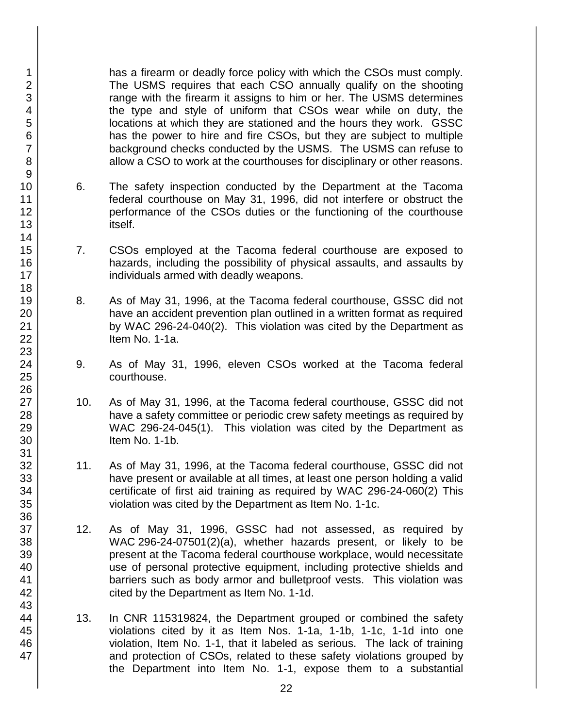has a firearm or deadly force policy with which the CSOs must comply. The USMS requires that each CSO annually qualify on the shooting range with the firearm it assigns to him or her. The USMS determines the type and style of uniform that CSOs wear while on duty, the locations at which they are stationed and the hours they work. GSSC has the power to hire and fire CSOs, but they are subject to multiple background checks conducted by the USMS. The USMS can refuse to allow a CSO to work at the courthouses for disciplinary or other reasons.

6. The safety inspection conducted by the Department at the Tacoma federal courthouse on May 31, 1996, did not interfere or obstruct the performance of the CSOs duties or the functioning of the courthouse itself.

7. CSOs employed at the Tacoma federal courthouse are exposed to hazards, including the possibility of physical assaults, and assaults by individuals armed with deadly weapons.

8. As of May 31, 1996, at the Tacoma federal courthouse, GSSC did not have an accident prevention plan outlined in a written format as required by WAC 296-24-040(2). This violation was cited by the Department as Item No. 1-1a.

9. As of May 31, 1996, eleven CSOs worked at the Tacoma federal courthouse.

10. As of May 31, 1996, at the Tacoma federal courthouse, GSSC did not have a safety committee or periodic crew safety meetings as required by WAC 296-24-045(1). This violation was cited by the Department as Item No. 1-1b.

11. As of May 31, 1996, at the Tacoma federal courthouse, GSSC did not have present or available at all times, at least one person holding a valid certificate of first aid training as required by WAC 296-24-060(2) This violation was cited by the Department as Item No. 1-1c.

12. As of May 31, 1996, GSSC had not assessed, as required by WAC 296-24-07501(2)(a), whether hazards present, or likely to be present at the Tacoma federal courthouse workplace, would necessitate use of personal protective equipment, including protective shields and barriers such as body armor and bulletproof vests. This violation was cited by the Department as Item No. 1-1d.

13. In CNR 115319824, the Department grouped or combined the safety violations cited by it as Item Nos. 1-1a, 1-1b, 1-1c, 1-1d into one violation, Item No. 1-1, that it labeled as serious. The lack of training and protection of CSOs, related to these safety violations grouped by the Department into Item No. 1-1, expose them to a substantial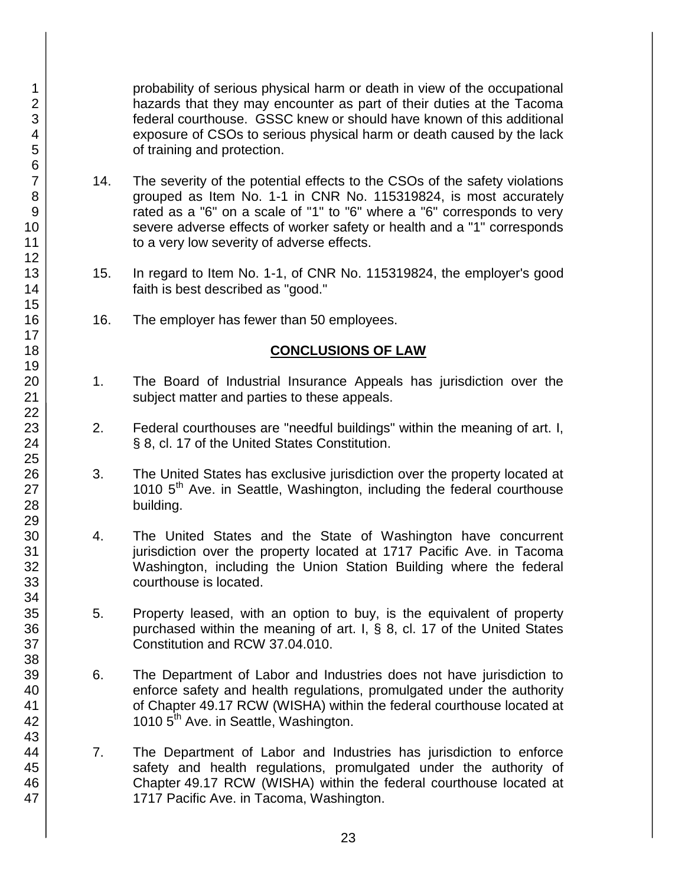probability of serious physical harm or death in view of the occupational hazards that they may encounter as part of their duties at the Tacoma federal courthouse. GSSC knew or should have known of this additional exposure of CSOs to serious physical harm or death caused by the lack of training and protection.

14. The severity of the potential effects to the CSOs of the safety violations grouped as Item No. 1-1 in CNR No. 115319824, is most accurately rated as a "6" on a scale of "1" to "6" where a "6" corresponds to very severe adverse effects of worker safety or health and a "1" corresponds to a very low severity of adverse effects.

15. In regard to Item No. 1-1, of CNR No. 115319824, the employer's good faith is best described as "good."

16. The employer has fewer than 50 employees.

## CONCLUSIONS OF LAW

1. The Board of Industrial Insurance Appeals has jurisdiction over the subject matter and parties to these appeals.

2. Federal courthouses are "needful buildings" within the meaning of art. I, § 8, cl. 17 of the United States Constitution.

3. The United States has exclusive jurisdiction over the property located at 1010 5th Ave. in Seattle, Washington, including the federal courthouse building.

4. The United States and the State of Washington have concurrent jurisdiction over the property located at 1717 Pacific Ave. in Tacoma Washington, including the Union Station Building where the federal courthouse is located.

5. Property leased, with an option to buy, is the equivalent of property purchased within the meaning of art. I, § 8, cl. 17 of the United States Constitution and RCW 37.04.010.

6. The Department of Labor and Industries does not have jurisdiction to enforce safety and health regulations, promulgated under the authority of Chapter 49.17 RCW (WISHA) within the federal courthouse located at 1010 5th Ave. in Seattle, Washington.

7. The Department of Labor and Industries has jurisdiction to enforce safety and health regulations, promulgated under the authority of Chapter 49.17 RCW (WISHA) within the federal courthouse located at 1717 Pacific Ave. in Tacoma, Washington.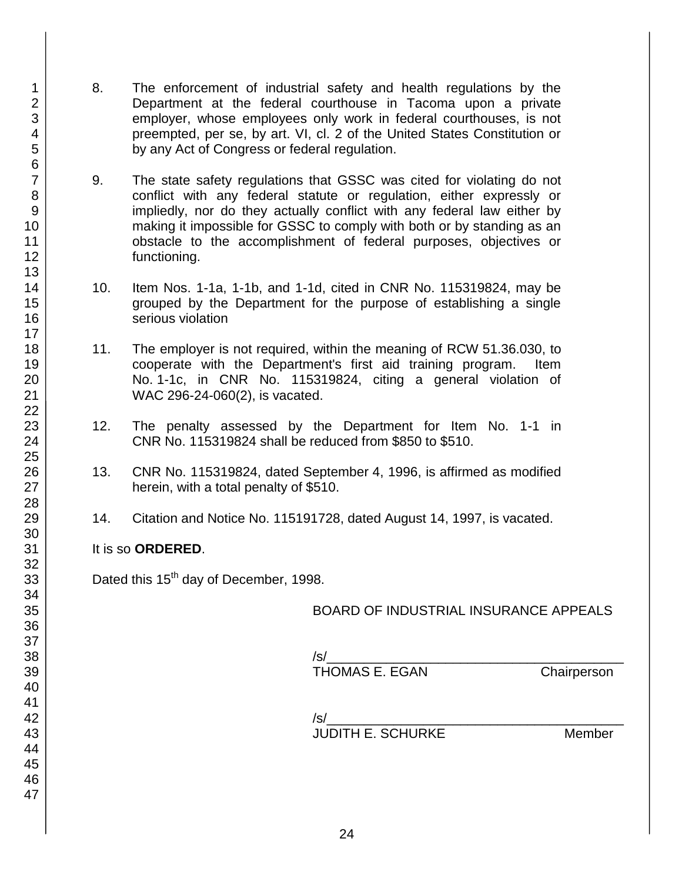8. The enforcement of industrial safety and health regulations by the Department at the federal courthouse in Tacoma upon a private employer, whose employees only work in federal courthouses, is not preempted, per se, by art. VI, cl. 2 of the United States Constitution or by any Act of Congress or federal regulation.

9. The state safety regulations that GSSC was cited for violating do not conflict with any federal statute or regulation, either expressly or impliedly, nor do they actually conflict with any federal law either by making it impossible for GSSC to comply with both or by standing as an obstacle to the accomplishment of federal purposes, objectives or functioning.

10. Item Nos. 1-1a, 1-1b, and 1-1d, cited in CNR No. 115319824, may be grouped by the Department for the purpose of establishing a single serious violation

11. The employer is not required, within the meaning of RCW 51.36.030, to cooperate with the Department's first aid training program. Item No. 1-1c, in CNR No. 115319824, citing a general violation of WAC 296-24-060(2), is vacated.

12. The penalty assessed by the Department for Item No. 1-1 in CNR No. 115319824 shall be reduced from $850 to $510.

13. CNR No. 115319824, dated September 4, 1996, is affirmed as modified herein, with a total penalty of $510.

14. Citation and Notice No. 115191728, dated August 14, 1997, is vacated.

It is so **ORDERED**.

Dated this 15th day of December, 1998.

BOARD OF INDUSTRIAL INSURANCE APPEALS

/s/\_\_\_\_\_\_\_\_\_\_\_\_\_\_\_\_\_\_\_\_\_\_\_\_\_\_\_\_\_\_\_\_\_\_\_\_\_\_\_\_
THOMAS E. EGAN Chairperson

/s/\_\_\_\_\_\_\_\_\_\_\_\_\_\_\_\_\_\_\_\_\_\_\_\_\_\_\_\_\_\_\_\_\_\_\_\_\_\_\_\_
JUDITH E. SCHURKE Member